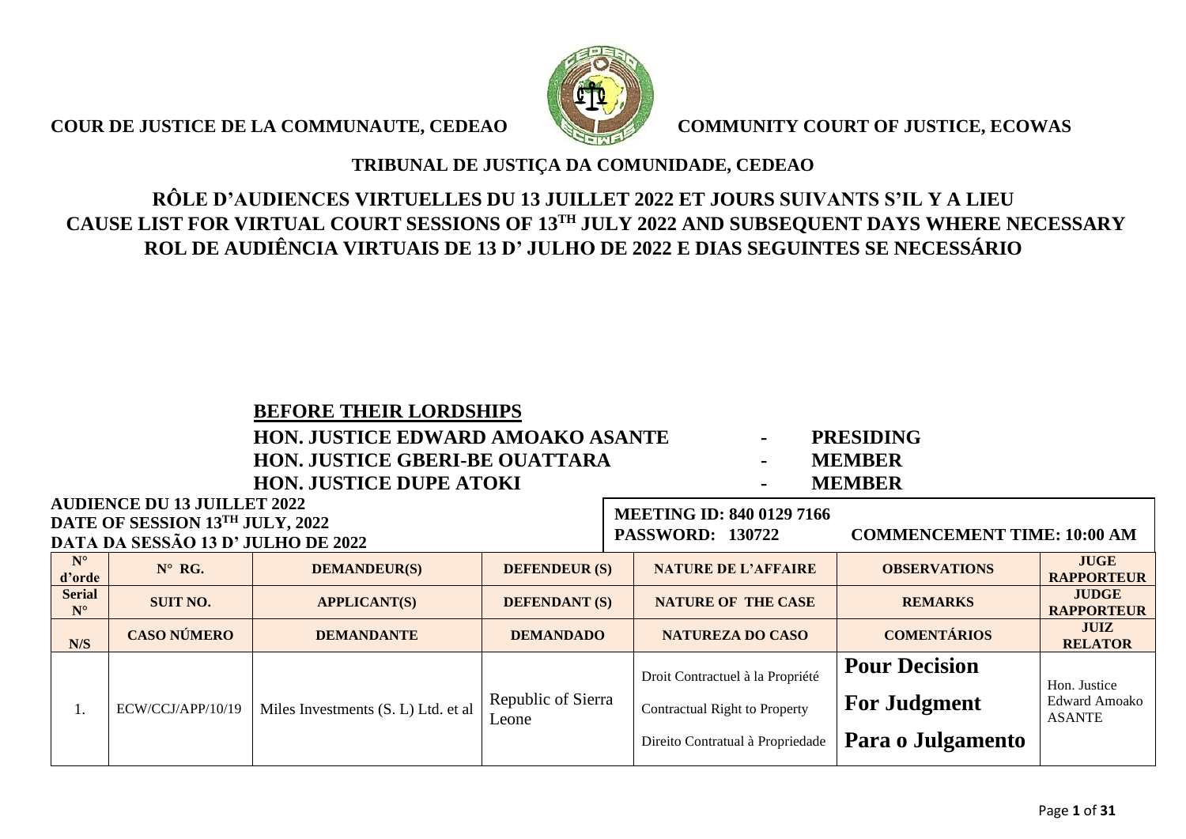**COUR DE JUSTICE DE LA COMMUNAUTE, CEDEAO** **COMMUNITY COURT OF JUSTICE, ECOWAS**

**TRIBUNAL DE JUSTIÇA DA COMUNIDADE, CEDEAO**

## RÔLE D'AUDIENCES VIRTUELLES DU 13 JUILLET 2022 ET JOURS SUIVANTS S'IL Y A LIEU
## CAUSE LIST FOR VIRTUAL COURT SESSIONS OF 13TH JULY 2022 AND SUBSEQUENT DAYS WHERE NECESSARY
## ROL DE AUDIÊNCIA VIRTUAIS DE 13 D' JULHO DE 2022 E DIAS SEGUINTES SE NECESSÁRIO

**BEFORE THEIR LORDSHIPS**

**HON. JUSTICE EDWARD AMOAKO ASANTE - PRESIDING**
**HON. JUSTICE GBERI-BE OUATTARA - MEMBER**
**HON. JUSTICE DUPE ATOKI - MEMBER**

**AUDIENCE DU 13 JUILLET 2022**
**DATE OF SESSION 13TH JULY, 2022**
**DATA DA SESSÃO 13 D' JULHO DE 2022**

**MEETING ID: 840 0129 7166**
**PASSWORD: 130722** **COMMENCEMENT TIME: 10:00 AM**

| N° d'orde | N° RG. | DEMANDEUR(S) | DEFENDEUR (S) | NATURE DE L'AFFAIRE | OBSERVATIONS | JUGE RAPPORTEUR |
|---|---|---|---|---|---|---|
| Serial N° | SUIT NO. | APPLICANT(S) | DEFENDANT (S) | NATURE OF THE CASE | REMARKS | JUDGE RAPPORTEUR |
| N/S | CASO NÚMERO | DEMANDANTE | DEMANDADO | NATUREZA DO CASO | COMENTÁRIOS | JUIZ RELATOR |
| 1. | ECW/CCJ/APP/10/19 | Miles Investments (S. L) Ltd. et al | Republic of Sierra Leone | Droit Contractuel à la Propriété<br>Contractual Right to Property<br>Direito Contratual à Propriedade | **Pour Decision**<br>**For Judgment**<br>**Para o Julgamento** | Hon. Justice Edward Amoako ASANTE |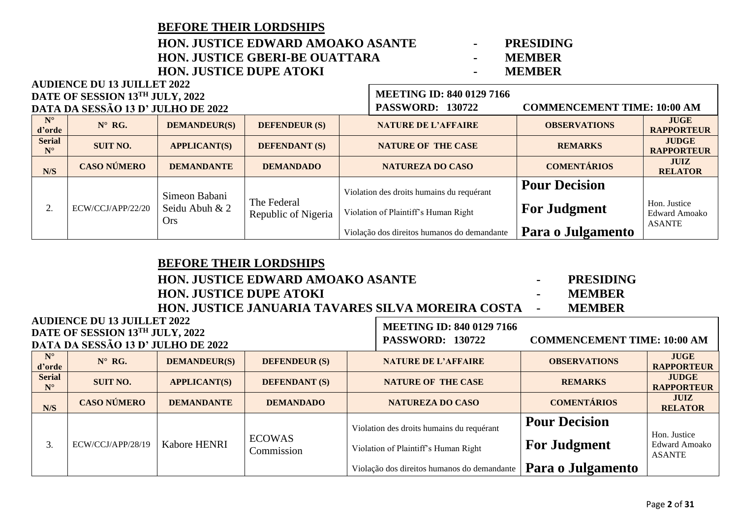## BEFORE THEIR LORDSHIPS

**HON. JUSTICE EDWARD AMOAKO ASANTE - PRESIDING**
**HON. JUSTICE GBERI-BE OUATTARA - MEMBER**
**HON. JUSTICE DUPE ATOKI - MEMBER**

**AUDIENCE DU 13 JUILLET 2022**
**DATE OF SESSION 13TH JULY, 2022**
**DATA DA SESSÃO 13 D' JULHO DE 2022**

**MEETING ID: 840 0129 7166**
**PASSWORD: 130722** **COMMENCEMENT TIME: 10:00 AM**

| N° d'orde | N° RG. | DEMANDEUR(S) | DEFENDEUR (S) | NATURE DE L'AFFAIRE | OBSERVATIONS | JUGE RAPPORTEUR |
|---|---|---|---|---|---|---|
| Serial N° | SUIT NO. | APPLICANT(S) | DEFENDANT (S) | NATURE OF THE CASE | REMARKS | JUDGE RAPPORTEUR |
| N/S | CASO NÚMERO | DEMANDANTE | DEMANDADO | NATUREZA DO CASO | COMENTÁRIOS | JUIZ RELATOR |
| 2. | ECW/CCJ/APP/22/20 | Simeon Babani Seidu Abuh & 2 Ors | The Federal Republic of Nigeria | Violation des droits humains du requérant<br>Violation of Plaintiff's Human Right<br>Violação dos direitos humanos do demandante | **Pour Decision**<br>**For Judgment**<br>**Para o Julgamento** | Hon. Justice Edward Amoako ASANTE |

## BEFORE THEIR LORDSHIPS

**HON. JUSTICE EDWARD AMOAKO ASANTE - PRESIDING**
**HON. JUSTICE DUPE ATOKI - MEMBER**
**HON. JUSTICE JANUARIA TAVARES SILVA MOREIRA COSTA - MEMBER**

**AUDIENCE DU 13 JUILLET 2022**
**DATE OF SESSION 13TH JULY, 2022**
**DATA DA SESSÃO 13 D' JULHO DE 2022**

**MEETING ID: 840 0129 7166**
**PASSWORD: 130722** **COMMENCEMENT TIME: 10:00 AM**

| N° d'orde | N° RG. | DEMANDEUR(S) | DEFENDEUR (S) | NATURE DE L'AFFAIRE | OBSERVATIONS | JUGE RAPPORTEUR |
|---|---|---|---|---|---|---|
| Serial N° | SUIT NO. | APPLICANT(S) | DEFENDANT (S) | NATURE OF THE CASE | REMARKS | JUDGE RAPPORTEUR |
| N/S | CASO NÚMERO | DEMANDANTE | DEMANDADO | NATUREZA DO CASO | COMENTÁRIOS | JUIZ RELATOR |
| 3. | ECW/CCJ/APP/28/19 | Kabore HENRI | ECOWAS Commission | Violation des droits humains du requérant<br>Violation of Plaintiff's Human Right<br>Violação dos direitos humanos do demandante | **Pour Decision**<br>**For Judgment**<br>**Para o Julgamento** | Hon. Justice Edward Amoako ASANTE |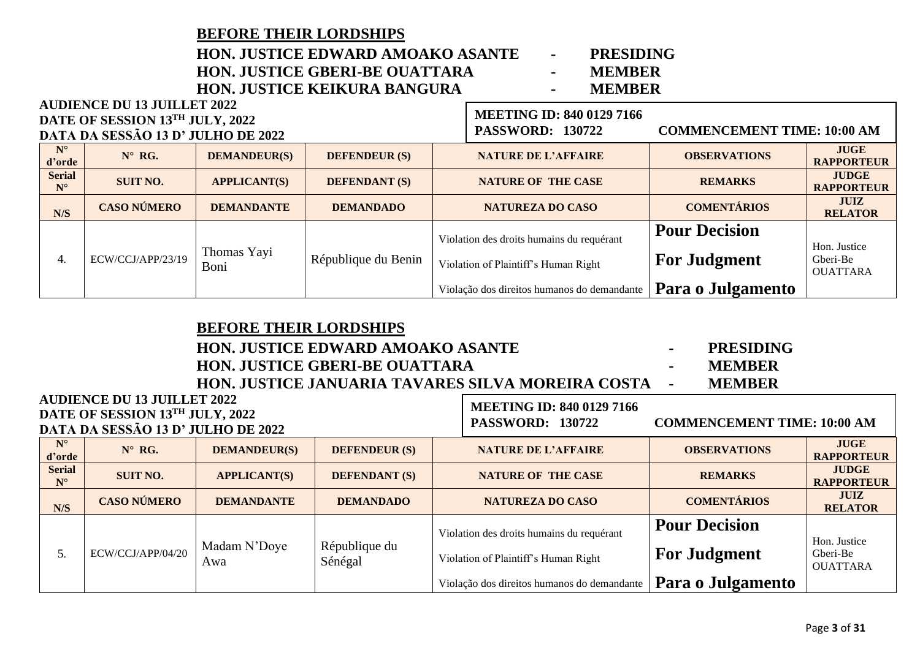**BEFORE THEIR LORDSHIPS**

**HON. JUSTICE EDWARD AMOAKO ASANTE - PRESIDING**
**HON. JUSTICE GBERI-BE OUATTARA - MEMBER**
**HON. JUSTICE KEIKURA BANGURA - MEMBER**

**AUDIENCE DU 13 JUILLET 2022**
**DATE OF SESSION 13TH JULY, 2022**
**DATA DA SESSÃO 13 D' JULHO DE 2022**

**MEETING ID: 840 0129 7166**
**PASSWORD: 130722 COMMENCEMENT TIME: 10:00 AM**

| N° d'orde | N° RG. | DEMANDEUR(S) | DEFENDEUR (S) | NATURE DE L'AFFAIRE | OBSERVATIONS | JUGE RAPPORTEUR |
|---|---|---|---|---|---|---|
| Serial N° | SUIT NO. | APPLICANT(S) | DEFENDANT (S) | NATURE OF THE CASE | REMARKS | JUDGE RAPPORTEUR |
| N/S | CASO NÚMERO | DEMANDANTE | DEMANDADO | NATUREZA DO CASO | COMENTÁRIOS | JUIZ RELATOR |
| 4. | ECW/CCJ/APP/23/19 | Thomas Yayi Boni | République du Benin | Violation des droits humains du requérant<br>Violation of Plaintiff's Human Right<br>Violação dos direitos humanos do demandante | **Pour Decision**<br>**For Judgment**<br>**Para o Julgamento** | Hon. Justice Gberi-Be OUATTARA |

**BEFORE THEIR LORDSHIPS**

**HON. JUSTICE EDWARD AMOAKO ASANTE - PRESIDING**
**HON. JUSTICE GBERI-BE OUATTARA - MEMBER**
**HON. JUSTICE JANUARIA TAVARES SILVA MOREIRA COSTA - MEMBER**

**AUDIENCE DU 13 JUILLET 2022**
**DATE OF SESSION 13TH JULY, 2022**
**DATA DA SESSÃO 13 D' JULHO DE 2022**

**MEETING ID: 840 0129 7166**
**PASSWORD: 130722 COMMENCEMENT TIME: 10:00 AM**

| N° d'orde | N° RG. | DEMANDEUR(S) | DEFENDEUR (S) | NATURE DE L'AFFAIRE | OBSERVATIONS | JUGE RAPPORTEUR |
|---|---|---|---|---|---|---|
| Serial N° | SUIT NO. | APPLICANT(S) | DEFENDANT (S) | NATURE OF THE CASE | REMARKS | JUDGE RAPPORTEUR |
| N/S | CASO NÚMERO | DEMANDANTE | DEMANDADO | NATUREZA DO CASO | COMENTÁRIOS | JUIZ RELATOR |
| 5. | ECW/CCJ/APP/04/20 | Madam N'Doye Awa | République du Sénégal | Violation des droits humains du requérant<br>Violation of Plaintiff's Human Right<br>Violação dos direitos humanos do demandante | **Pour Decision**<br>**For Judgment**<br>**Para o Julgamento** | Hon. Justice Gberi-Be OUATTARA |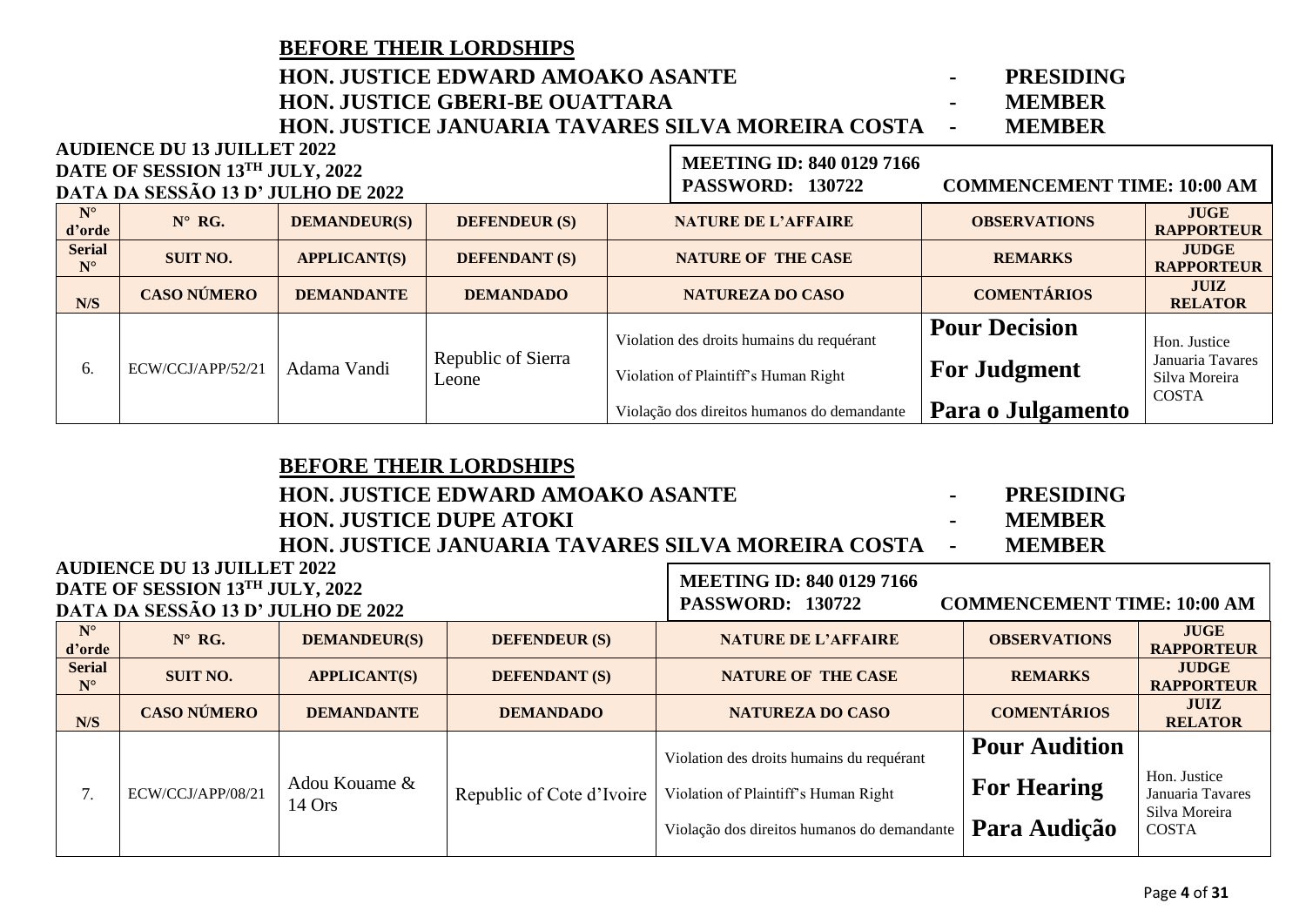## BEFORE THEIR LORDSHIPS

**HON. JUSTICE EDWARD AMOAKO ASANTE - PRESIDING**
**HON. JUSTICE GBERI-BE OUATTARA - MEMBER**
**HON. JUSTICE JANUARIA TAVARES SILVA MOREIRA COSTA - MEMBER**

**AUDIENCE DU 13 JUILLET 2022**
**DATE OF SESSION 13TH JULY, 2022**
**DATA DA SESSÃO 13 D' JULHO DE 2022**

**MEETING ID: 840 0129 7166**
**PASSWORD: 130722 COMMENCEMENT TIME: 10:00 AM**

| N° d'orde | N° RG. | DEMANDEUR(S) | DEFENDEUR (S) | NATURE DE L'AFFAIRE | OBSERVATIONS | JUGE RAPPORTEUR |
|---|---|---|---|---|---|---|
| Serial N° | SUIT NO. | APPLICANT(S) | DEFENDANT (S) | NATURE OF THE CASE | REMARKS | JUDGE RAPPORTEUR |
| N/S | CASO NÚMERO | DEMANDANTE | DEMANDADO | NATUREZA DO CASO | COMENTÁRIOS | JUIZ RELATOR |
| 6. | ECW/CCJ/APP/52/21 | Adama Vandi | Republic of Sierra Leone | Violation des droits humains du requérant<br>Violation of Plaintiff's Human Right<br>Violação dos direitos humanos do demandante | **Pour Decision**<br>**For Judgment**<br>**Para o Julgamento** | Hon. Justice Januaria Tavares Silva Moreira COSTA |

## BEFORE THEIR LORDSHIPS

**HON. JUSTICE EDWARD AMOAKO ASANTE - PRESIDING**
**HON. JUSTICE DUPE ATOKI - MEMBER**
**HON. JUSTICE JANUARIA TAVARES SILVA MOREIRA COSTA - MEMBER**

**AUDIENCE DU 13 JUILLET 2022**
**DATE OF SESSION 13TH JULY, 2022**
**DATA DA SESSÃO 13 D' JULHO DE 2022**

**MEETING ID: 840 0129 7166**
**PASSWORD: 130722 COMMENCEMENT TIME: 10:00 AM**

| N° d'orde | N° RG. | DEMANDEUR(S) | DEFENDEUR (S) | NATURE DE L'AFFAIRE | OBSERVATIONS | JUGE RAPPORTEUR |
|---|---|---|---|---|---|---|
| Serial N° | SUIT NO. | APPLICANT(S) | DEFENDANT (S) | NATURE OF THE CASE | REMARKS | JUDGE RAPPORTEUR |
| N/S | CASO NÚMERO | DEMANDANTE | DEMANDADO | NATUREZA DO CASO | COMENTÁRIOS | JUIZ RELATOR |
| 7. | ECW/CCJ/APP/08/21 | Adou Kouame & 14 Ors | Republic of Cote d'Ivoire | Violation des droits humains du requérant<br>Violation of Plaintiff's Human Right<br>Violação dos direitos humanos do demandante | **Pour Audition**<br>**For Hearing**<br>**Para Audição** | Hon. Justice Januaria Tavares Silva Moreira COSTA |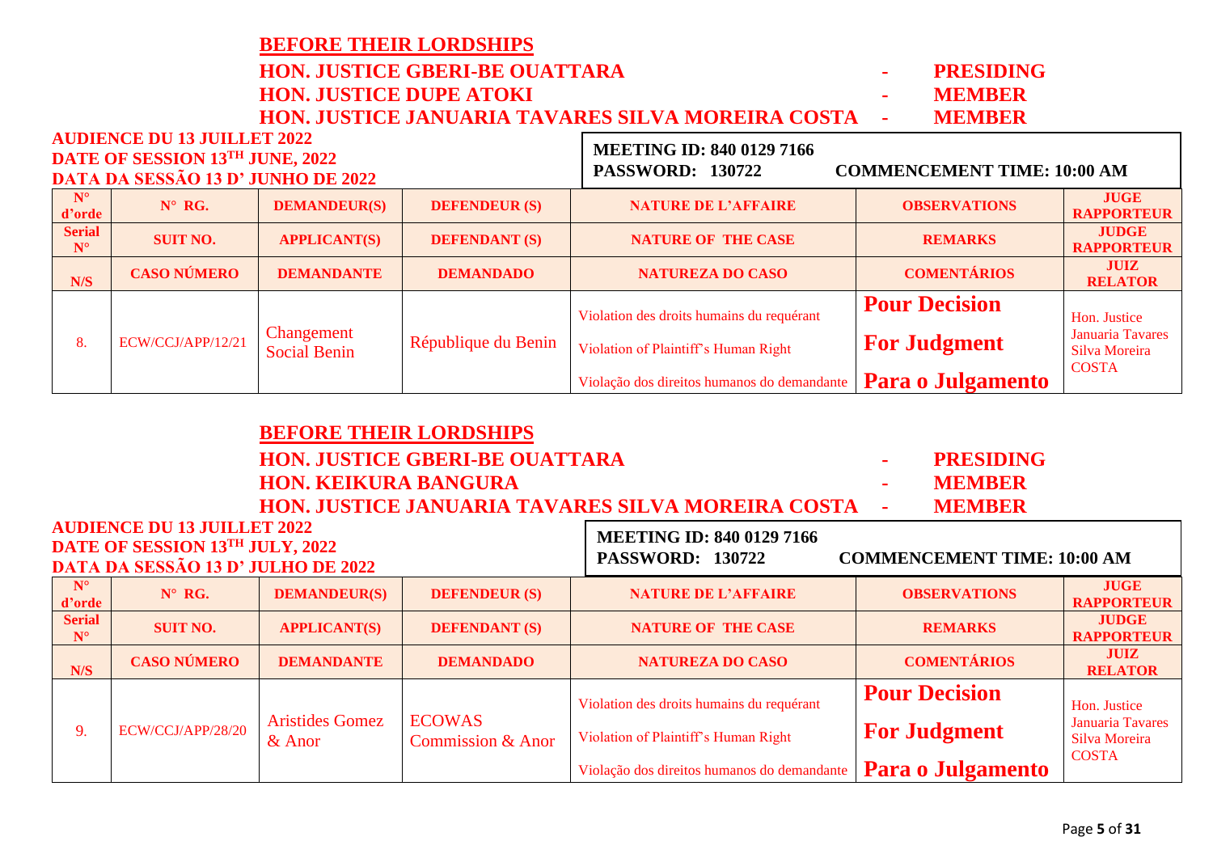**BEFORE THEIR LORDSHIPS**

**HON. JUSTICE GBERI-BE OUATTARA - PRESIDING**
**HON. JUSTICE DUPE ATOKI - MEMBER**
**HON. JUSTICE JANUARIA TAVARES SILVA MOREIRA COSTA - MEMBER**

**AUDIENCE DU 13 JUILLET 2022**
**DATE OF SESSION 13TH JUNE, 2022**
**DATA DA SESSÃO 13 D' JUNHO DE 2022**

**MEETING ID: 840 0129 7166**
**PASSWORD: 130722 COMMENCEMENT TIME: 10:00 AM**

| N° d'orde | N° RG. | DEMANDEUR(S) | DEFENDEUR (S) | NATURE DE L'AFFAIRE | OBSERVATIONS | JUGE RAPPORTEUR |
|---|---|---|---|---|---|---|
| **Serial N°** | **SUIT NO.** | **APPLICANT(S)** | **DEFENDANT (S)** | **NATURE OF THE CASE** | **REMARKS** | **JUDGE RAPPORTEUR** |
| **N/S** | **CASO NÚMERO** | **DEMANDANTE** | **DEMANDADO** | **NATUREZA DO CASO** | **COMENTÁRIOS** | **JUIZ RELATOR** |
| 8. | ECW/CCJ/APP/12/21 | Changement Social Benin | République du Benin | Violation des droits humains du requérant<br>Violation of Plaintiff's Human Right<br>Violação dos direitos humanos do demandante | **Pour Decision**<br>**For Judgment**<br>**Para o Julgamento** | Hon. Justice Januaria Tavares Silva Moreira COSTA |

**BEFORE THEIR LORDSHIPS**

**HON. JUSTICE GBERI-BE OUATTARA - PRESIDING**
**HON. KEIKURA BANGURA - MEMBER**
**HON. JUSTICE JANUARIA TAVARES SILVA MOREIRA COSTA - MEMBER**

**AUDIENCE DU 13 JUILLET 2022**
**DATE OF SESSION 13TH JULY, 2022**
**DATA DA SESSÃO 13 D' JULHO DE 2022**

**MEETING ID: 840 0129 7166**
**PASSWORD: 130722 COMMENCEMENT TIME: 10:00 AM**

| N° d'orde | N° RG. | DEMANDEUR(S) | DEFENDEUR (S) | NATURE DE L'AFFAIRE | OBSERVATIONS | JUGE RAPPORTEUR |
|---|---|---|---|---|---|---|
| **Serial N°** | **SUIT NO.** | **APPLICANT(S)** | **DEFENDANT (S)** | **NATURE OF THE CASE** | **REMARKS** | **JUDGE RAPPORTEUR** |
| **N/S** | **CASO NÚMERO** | **DEMANDANTE** | **DEMANDADO** | **NATUREZA DO CASO** | **COMENTÁRIOS** | **JUIZ RELATOR** |
| 9. | ECW/CCJ/APP/28/20 | Aristides Gomez & Anor | ECOWAS Commission & Anor | Violation des droits humains du requérant<br>Violation of Plaintiff's Human Right<br>Violação dos direitos humanos do demandante | **Pour Decision**<br>**For Judgment**<br>**Para o Julgamento** | Hon. Justice Januaria Tavares Silva Moreira COSTA |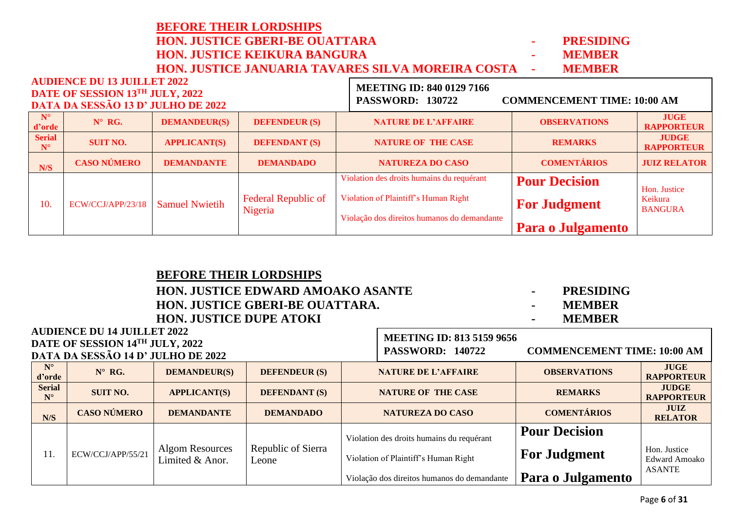**BEFORE THEIR LORDSHIPS**

**HON. JUSTICE GBERI-BE OUATTARA - PRESIDING**
**HON. JUSTICE KEIKURA BANGURA - MEMBER**
**HON. JUSTICE JANUARIA TAVARES SILVA MOREIRA COSTA - MEMBER**

**AUDIENCE DU 13 JUILLET 2022**
**DATE OF SESSION 13TH JULY, 2022**
**DATA DA SESSÃO 13 D' JULHO DE 2022**

**MEETING ID: 840 0129 7166**
**PASSWORD: 130722** **COMMENCEMENT TIME: 10:00 AM**

| N° d'orde | N° RG. | DEMANDEUR(S) | DEFENDEUR (S) | NATURE DE L'AFFAIRE | OBSERVATIONS | JUGE RAPPORTEUR |
|---|---|---|---|---|---|---|
| Serial N° | SUIT NO. | APPLICANT(S) | DEFENDANT (S) | NATURE OF THE CASE | REMARKS | JUDGE RAPPORTEUR |
| N/S | CASO NÚMERO | DEMANDANTE | DEMANDADO | NATUREZA DO CASO | COMENTÁRIOS | JUIZ RELATOR |
| 10. | ECW/CCJ/APP/23/18 | Samuel Nwietih | Federal Republic of Nigeria | Violation des droits humains du requérant<br>Violation of Plaintiff's Human Right<br>Violação dos direitos humanos do demandante | **Pour Decision**<br>**For Judgment**<br>**Para o Julgamento** | Hon. Justice Keikura BANGURA |

**BEFORE THEIR LORDSHIPS**

**HON. JUSTICE EDWARD AMOAKO ASANTE - PRESIDING**
**HON. JUSTICE GBERI-BE OUATTARA. - MEMBER**
**HON. JUSTICE DUPE ATOKI - MEMBER**

**AUDIENCE DU 14 JUILLET 2022**
**DATE OF SESSION 14TH JULY, 2022**
**DATA DA SESSÃO 14 D' JULHO DE 2022**

**MEETING ID: 813 5159 9656**
**PASSWORD: 140722** **COMMENCEMENT TIME: 10:00 AM**

| N° d'orde | N° RG. | DEMANDEUR(S) | DEFENDEUR (S) | NATURE DE L'AFFAIRE | OBSERVATIONS | JUGE RAPPORTEUR |
|---|---|---|---|---|---|---|
| Serial N° | SUIT NO. | APPLICANT(S) | DEFENDANT (S) | NATURE OF THE CASE | REMARKS | JUDGE RAPPORTEUR |
| N/S | CASO NÚMERO | DEMANDANTE | DEMANDADO | NATUREZA DO CASO | COMENTÁRIOS | JUIZ RELATOR |
| 11. | ECW/CCJ/APP/55/21 | Algom Resources Limited & Anor. | Republic of Sierra Leone | Violation des droits humains du requérant<br>Violation of Plaintiff's Human Right<br>Violação dos direitos humanos do demandante | **Pour Decision**<br>**For Judgment**<br>**Para o Julgamento** | Hon. Justice Edward Amoako ASANTE |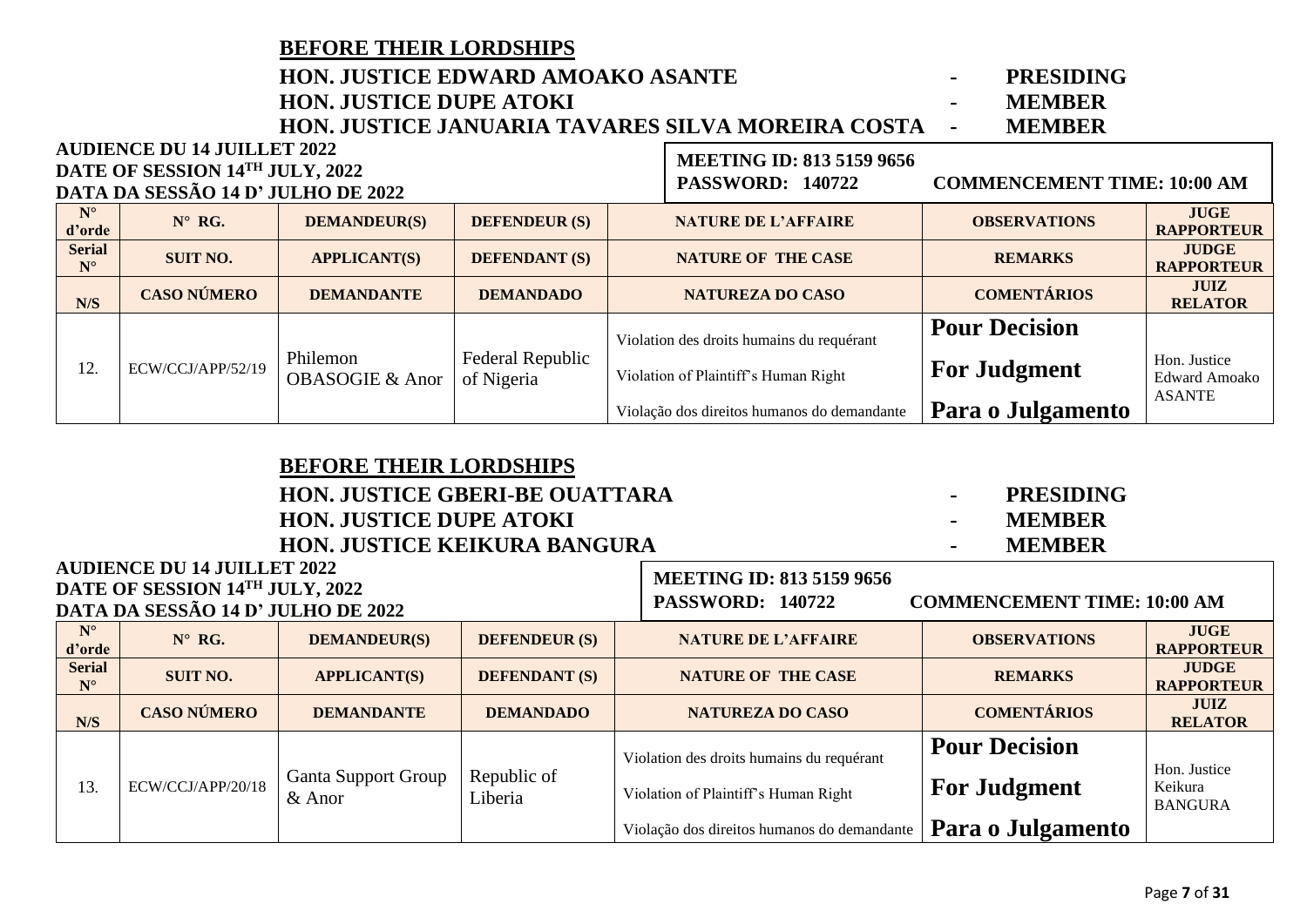**BEFORE THEIR LORDSHIPS**

**HON. JUSTICE EDWARD AMOAKO ASANTE - PRESIDING**
**HON. JUSTICE DUPE ATOKI - MEMBER**
**HON. JUSTICE JANUARIA TAVARES SILVA MOREIRA COSTA - MEMBER**

**AUDIENCE DU 14 JUILLET 2022**
**DATE OF SESSION 14TH JULY, 2022**
**DATA DA SESSÃO 14 D' JULHO DE 2022**

**MEETING ID: 813 5159 9656**
**PASSWORD: 140722** **COMMENCEMENT TIME: 10:00 AM**

| N° d'orde | N° RG. | DEMANDEUR(S) | DEFENDEUR (S) | NATURE DE L'AFFAIRE | OBSERVATIONS | JUGE RAPPORTEUR |
|---|---|---|---|---|---|---|
| **Serial N°** | **SUIT NO.** | **APPLICANT(S)** | **DEFENDANT (S)** | **NATURE OF THE CASE** | **REMARKS** | **JUDGE RAPPORTEUR** |
| **N/S** | **CASO NÚMERO** | **DEMANDANTE** | **DEMANDADO** | **NATUREZA DO CASO** | **COMENTÁRIOS** | **JUIZ RELATOR** |
| 12. | ECW/CCJ/APP/52/19 | Philemon OBASOGIE & Anor | Federal Republic of Nigeria | Violation des droits humains du requérant<br>Violation of Plaintiff's Human Right<br>Violação dos direitos humanos do demandante | **Pour Decision**<br>**For Judgment**<br>**Para o Julgamento** | Hon. Justice Edward Amoako ASANTE |

**BEFORE THEIR LORDSHIPS**

**HON. JUSTICE GBERI-BE OUATTARA - PRESIDING**
**HON. JUSTICE DUPE ATOKI - MEMBER**
**HON. JUSTICE KEIKURA BANGURA - MEMBER**

**AUDIENCE DU 14 JUILLET 2022**
**DATE OF SESSION 14TH JULY, 2022**
**DATA DA SESSÃO 14 D' JULHO DE 2022**

**MEETING ID: 813 5159 9656**
**PASSWORD: 140722** **COMMENCEMENT TIME: 10:00 AM**

| N° d'orde | N° RG. | DEMANDEUR(S) | DEFENDEUR (S) | NATURE DE L'AFFAIRE | OBSERVATIONS | JUGE RAPPORTEUR |
|---|---|---|---|---|---|---|
| **Serial N°** | **SUIT NO.** | **APPLICANT(S)** | **DEFENDANT (S)** | **NATURE OF THE CASE** | **REMARKS** | **JUDGE RAPPORTEUR** |
| **N/S** | **CASO NÚMERO** | **DEMANDANTE** | **DEMANDADO** | **NATUREZA DO CASO** | **COMENTÁRIOS** | **JUIZ RELATOR** |
| 13. | ECW/CCJ/APP/20/18 | Ganta Support Group & Anor | Republic of Liberia | Violation des droits humains du requérant<br>Violation of Plaintiff's Human Right<br>Violação dos direitos humanos do demandante | **Pour Decision**<br>**For Judgment**<br>**Para o Julgamento** | Hon. Justice Keikura BANGURA |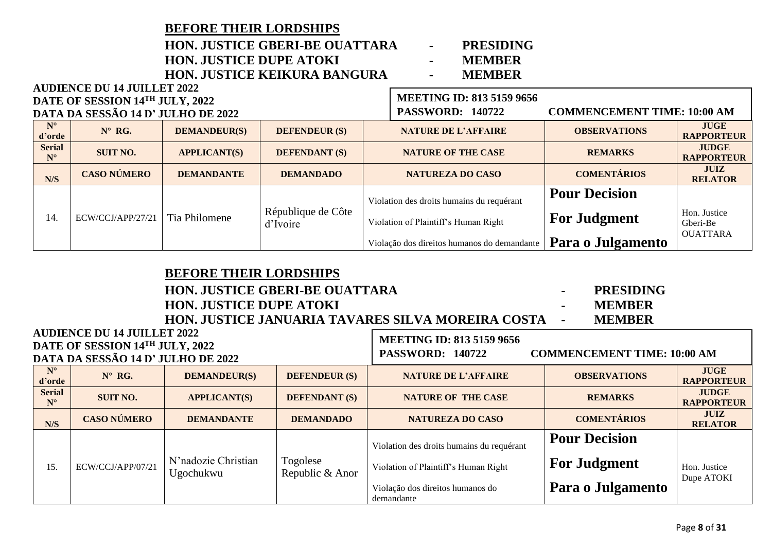**BEFORE THEIR LORDSHIPS**

**HON. JUSTICE GBERI-BE OUATTARA - PRESIDING**
**HON. JUSTICE DUPE ATOKI - MEMBER**
**HON. JUSTICE KEIKURA BANGURA - MEMBER**

**AUDIENCE DU 14 JUILLET 2022**
**DATE OF SESSION 14TH JULY, 2022**
**DATA DA SESSÃO 14 D' JULHO DE 2022**

**MEETING ID: 813 5159 9656**
**PASSWORD: 140722 COMMENCEMENT TIME: 10:00 AM**

| N° d'orde | N° RG. | DEMANDEUR(S) | DEFENDEUR (S) | NATURE DE L'AFFAIRE | OBSERVATIONS | JUGE RAPPORTEUR |
|---|---|---|---|---|---|---|
| Serial N° | SUIT NO. | APPLICANT(S) | DEFENDANT (S) | NATURE OF THE CASE | REMARKS | JUDGE RAPPORTEUR |
| N/S | CASO NÚMERO | DEMANDANTE | DEMANDADO | NATUREZA DO CASO | COMENTÁRIOS | JUIZ RELATOR |
| 14. | ECW/CCJ/APP/27/21 | Tia Philomene | République de Côte d'Ivoire | Violation des droits humains du requérant<br>Violation of Plaintiff's Human Right<br>Violação dos direitos humanos do demandante | **Pour Decision**<br>**For Judgment**<br>**Para o Julgamento** | Hon. Justice Gberi-Be OUATTARA |

**BEFORE THEIR LORDSHIPS**

**HON. JUSTICE GBERI-BE OUATTARA - PRESIDING**
**HON. JUSTICE DUPE ATOKI - MEMBER**
**HON. JUSTICE JANUARIA TAVARES SILVA MOREIRA COSTA - MEMBER**

**AUDIENCE DU 14 JUILLET 2022**
**DATE OF SESSION 14TH JULY, 2022**
**DATA DA SESSÃO 14 D' JULHO DE 2022**

**MEETING ID: 813 5159 9656**
**PASSWORD: 140722 COMMENCEMENT TIME: 10:00 AM**

| N° d'orde | N° RG. | DEMANDEUR(S) | DEFENDEUR (S) | NATURE DE L'AFFAIRE | OBSERVATIONS | JUGE RAPPORTEUR |
|---|---|---|---|---|---|---|
| Serial N° | SUIT NO. | APPLICANT(S) | DEFENDANT (S) | NATURE OF THE CASE | REMARKS | JUDGE RAPPORTEUR |
| N/S | CASO NÚMERO | DEMANDANTE | DEMANDADO | NATUREZA DO CASO | COMENTÁRIOS | JUIZ RELATOR |
| 15. | ECW/CCJ/APP/07/21 | N'nadozie Christian Ugochukwu | Togolese Republic & Anor | Violation des droits humains du requérant<br>Violation of Plaintiff's Human Right<br>Violação dos direitos humanos do demandante | **Pour Decision**<br>**For Judgment**<br>**Para o Julgamento** | Hon. Justice Dupe ATOKI |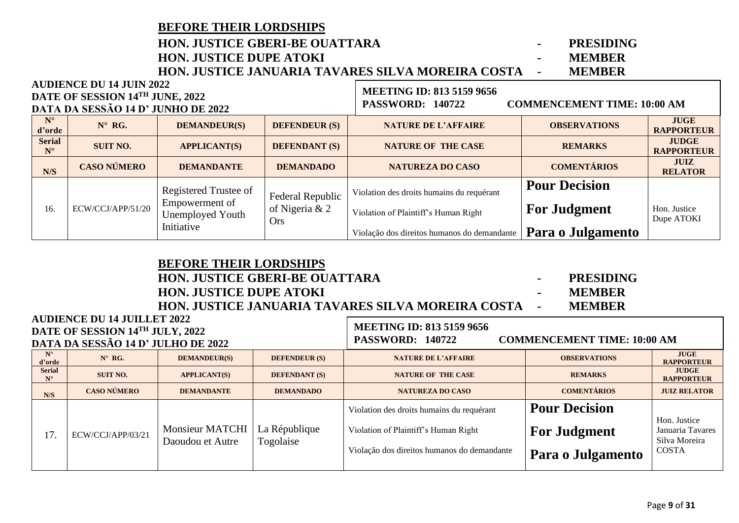## BEFORE THEIR LORDSHIPS

**HON. JUSTICE GBERI-BE OUATTARA - PRESIDING**
**HON. JUSTICE DUPE ATOKI - MEMBER**
**HON. JUSTICE JANUARIA TAVARES SILVA MOREIRA COSTA - MEMBER**

**AUDIENCE DU 14 JUIN 2022**
**DATE OF SESSION 14TH JUNE, 2022**
**DATA DA SESSÃO 14 D' JUNHO DE 2022**

**MEETING ID: 813 5159 9656**
**PASSWORD: 140722 COMMENCEMENT TIME: 10:00 AM**

| N° d'orde | N° RG. | DEMANDEUR(S) | DEFENDEUR (S) | NATURE DE L'AFFAIRE | OBSERVATIONS | JUGE RAPPORTEUR |
|---|---|---|---|---|---|---|
| **Serial N°** | **SUIT NO.** | **APPLICANT(S)** | **DEFENDANT (S)** | **NATURE OF THE CASE** | **REMARKS** | **JUDGE RAPPORTEUR** |
| **N/S** | **CASO NÚMERO** | **DEMANDANTE** | **DEMANDADO** | **NATUREZA DO CASO** | **COMENTÁRIOS** | **JUIZ RELATOR** |
| 16. | ECW/CCJ/APP/51/20 | Registered Trustee of Empowerment of Unemployed Youth Initiative | Federal Republic of Nigeria & 2 Ors | Violation des droits humains du requérant<br>Violation of Plaintiff's Human Right<br>Violação dos direitos humanos do demandante | **Pour Decision**<br>**For Judgment**<br>**Para o Julgamento** | Hon. Justice Dupe ATOKI |

## BEFORE THEIR LORDSHIPS

**HON. JUSTICE GBERI-BE OUATTARA - PRESIDING**
**HON. JUSTICE DUPE ATOKI - MEMBER**
**HON. JUSTICE JANUARIA TAVARES SILVA MOREIRA COSTA - MEMBER**

**AUDIENCE DU 14 JUILLET 2022**
**DATE OF SESSION 14TH JULY, 2022**
**DATA DA SESSÃO 14 D' JULHO DE 2022**

**MEETING ID: 813 5159 9656**
**PASSWORD: 140722 COMMENCEMENT TIME: 10:00 AM**

| N° d'orde | N° RG. | DEMANDEUR(S) | DEFENDEUR (S) | NATURE DE L'AFFAIRE | OBSERVATIONS | JUGE RAPPORTEUR |
|---|---|---|---|---|---|---|
| **Serial N°** | **SUIT NO.** | **APPLICANT(S)** | **DEFENDANT (S)** | **NATURE OF THE CASE** | **REMARKS** | **JUDGE RAPPORTEUR** |
| **N/S** | **CASO NÚMERO** | **DEMANDANTE** | **DEMANDADO** | **NATUREZA DO CASO** | **COMENTÁRIOS** | **JUIZ RELATOR** |
| 17. | ECW/CCJ/APP/03/21 | Monsieur MATCHI Daoudou et Autre | La République Togolaise | Violation des droits humains du requérant<br>Violation of Plaintiff's Human Right<br>Violação dos direitos humanos do demandante | **Pour Decision**<br>**For Judgment**<br>**Para o Julgamento** | Hon. Justice Januaria Tavares Silva Moreira COSTA |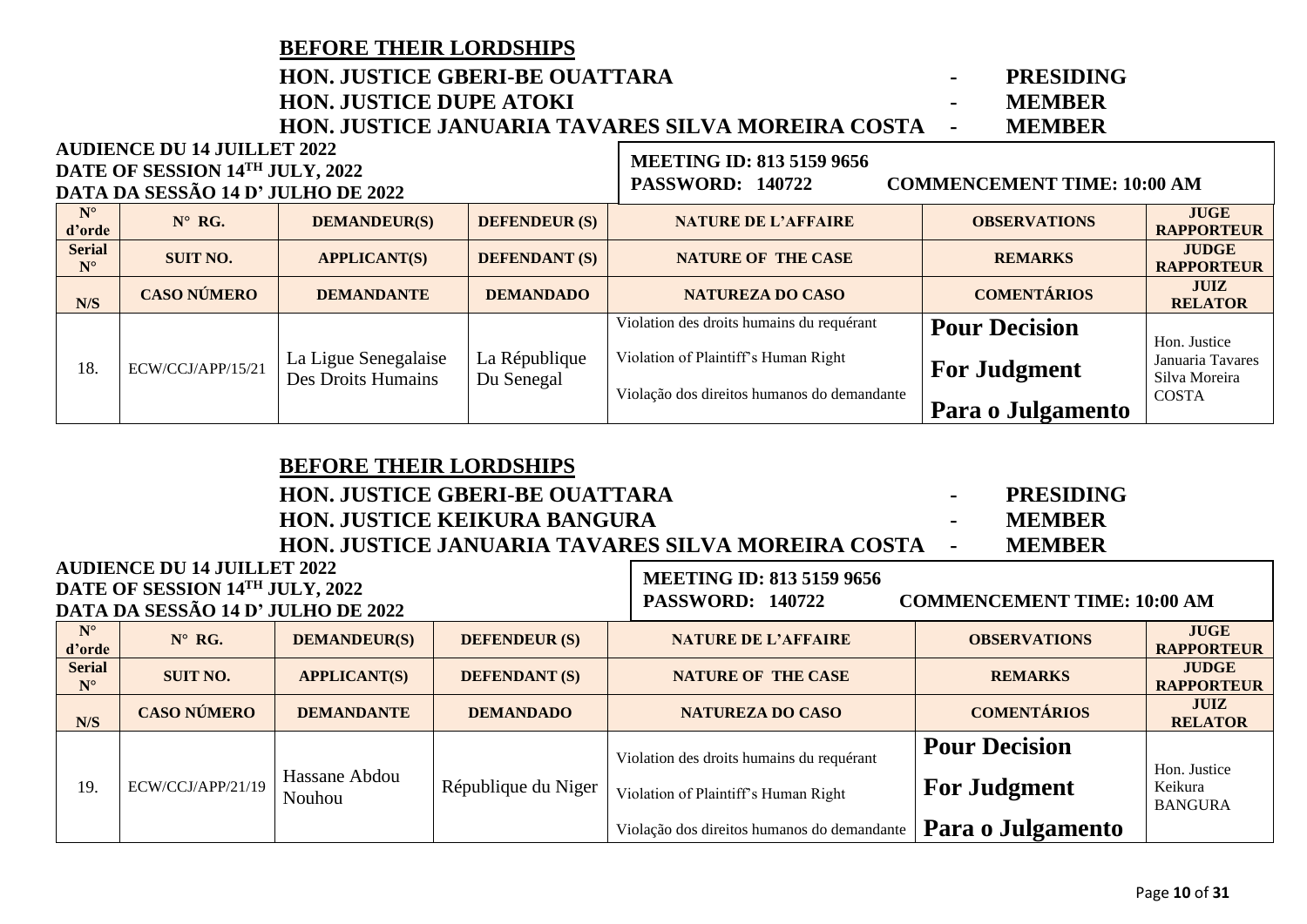**BEFORE THEIR LORDSHIPS**

**HON. JUSTICE GBERI-BE OUATTARA - PRESIDING**
**HON. JUSTICE DUPE ATOKI - MEMBER**
**HON. JUSTICE JANUARIA TAVARES SILVA MOREIRA COSTA - MEMBER**

**AUDIENCE DU 14 JUILLET 2022**
**DATE OF SESSION 14TH JULY, 2022**
**DATA DA SESSÃO 14 D' JULHO DE 2022**

**MEETING ID: 813 5159 9656**
**PASSWORD: 140722 COMMENCEMENT TIME: 10:00 AM**

| N° d'orde | N° RG. | DEMANDEUR(S) | DEFENDEUR (S) | NATURE DE L'AFFAIRE | OBSERVATIONS | JUGE RAPPORTEUR |
|---|---|---|---|---|---|---|
| Serial N° | SUIT NO. | APPLICANT(S) | DEFENDANT (S) | NATURE OF THE CASE | REMARKS | JUDGE RAPPORTEUR |
| N/S | CASO NÚMERO | DEMANDANTE | DEMANDADO | NATUREZA DO CASO | COMENTÁRIOS | JUIZ RELATOR |
| 18. | ECW/CCJ/APP/15/21 | La Ligue Senegalaise Des Droits Humains | La République Du Senegal | Violation des droits humains du requérant<br>Violation of Plaintiff's Human Right<br>Violação dos direitos humanos do demandante | **Pour Decision**<br>**For Judgment**<br>**Para o Julgamento** | Hon. Justice Januaria Tavares Silva Moreira COSTA |

**BEFORE THEIR LORDSHIPS**

**HON. JUSTICE GBERI-BE OUATTARA - PRESIDING**
**HON. JUSTICE KEIKURA BANGURA - MEMBER**
**HON. JUSTICE JANUARIA TAVARES SILVA MOREIRA COSTA - MEMBER**

**AUDIENCE DU 14 JUILLET 2022**
**DATE OF SESSION 14TH JULY, 2022**
**DATA DA SESSÃO 14 D' JULHO DE 2022**

**MEETING ID: 813 5159 9656**
**PASSWORD: 140722 COMMENCEMENT TIME: 10:00 AM**

| N° d'orde | N° RG. | DEMANDEUR(S) | DEFENDEUR (S) | NATURE DE L'AFFAIRE | OBSERVATIONS | JUGE RAPPORTEUR |
|---|---|---|---|---|---|---|
| Serial N° | SUIT NO. | APPLICANT(S) | DEFENDANT (S) | NATURE OF THE CASE | REMARKS | JUDGE RAPPORTEUR |
| N/S | CASO NÚMERO | DEMANDANTE | DEMANDADO | NATUREZA DO CASO | COMENTÁRIOS | JUIZ RELATOR |
| 19. | ECW/CCJ/APP/21/19 | Hassane Abdou Nouhou | République du Niger | Violation des droits humains du requérant<br>Violation of Plaintiff's Human Right<br>Violação dos direitos humanos do demandante | **Pour Decision**<br>**For Judgment**<br>**Para o Julgamento** | Hon. Justice Keikura BANGURA |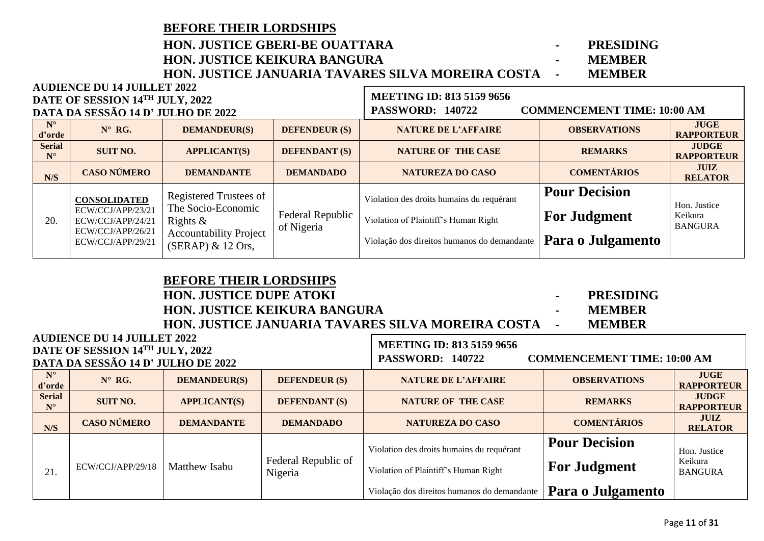**BEFORE THEIR LORDSHIPS**

**HON. JUSTICE GBERI-BE OUATTARA - PRESIDING**
**HON. JUSTICE KEIKURA BANGURA - MEMBER**
**HON. JUSTICE JANUARIA TAVARES SILVA MOREIRA COSTA - MEMBER**

**AUDIENCE DU 14 JUILLET 2022**
**DATE OF SESSION 14TH JULY, 2022**
**DATA DA SESSÃO 14 D' JULHO DE 2022**

**MEETING ID: 813 5159 9656**
**PASSWORD: 140722 COMMENCEMENT TIME: 10:00 AM**

| N° d'orde | N° RG. | DEMANDEUR(S) | DEFENDEUR (S) | NATURE DE L'AFFAIRE | OBSERVATIONS | JUGE RAPPORTEUR |
|---|---|---|---|---|---|---|
| **Serial N°** | **SUIT NO.** | **APPLICANT(S)** | **DEFENDANT (S)** | **NATURE OF THE CASE** | **REMARKS** | **JUDGE RAPPORTEUR** |
| **N/S** | **CASO NÚMERO** | **DEMANDANTE** | **DEMANDADO** | **NATUREZA DO CASO** | **COMENTÁRIOS** | **JUIZ RELATOR** |
| 20. | **CONSOLIDATED** ECW/CCJ/APP/23/21 ECW/CCJ/APP/24/21 ECW/CCJ/APP/26/21 ECW/CCJ/APP/29/21 | Registered Trustees of The Socio-Economic Rights & Accountability Project (SERAP) & 12 Ors, | Federal Republic of Nigeria | Violation des droits humains du requérant<br>Violation of Plaintiff's Human Right<br>Violação dos direitos humanos do demandante | **Pour Decision**<br>**For Judgment**<br>**Para o Julgamento** | Hon. Justice Keikura BANGURA |

**BEFORE THEIR LORDSHIPS**

**HON. JUSTICE DUPE ATOKI - PRESIDING**
**HON. JUSTICE KEIKURA BANGURA - MEMBER**
**HON. JUSTICE JANUARIA TAVARES SILVA MOREIRA COSTA - MEMBER**

**AUDIENCE DU 14 JUILLET 2022**
**DATE OF SESSION 14TH JULY, 2022**
**DATA DA SESSÃO 14 D' JULHO DE 2022**

**MEETING ID: 813 5159 9656**
**PASSWORD: 140722 COMMENCEMENT TIME: 10:00 AM**

| N° d'orde | N° RG. | DEMANDEUR(S) | DEFENDEUR (S) | NATURE DE L'AFFAIRE | OBSERVATIONS | JUGE RAPPORTEUR |
|---|---|---|---|---|---|---|
| **Serial N°** | **SUIT NO.** | **APPLICANT(S)** | **DEFENDANT (S)** | **NATURE OF THE CASE** | **REMARKS** | **JUDGE RAPPORTEUR** |
| **N/S** | **CASO NÚMERO** | **DEMANDANTE** | **DEMANDADO** | **NATUREZA DO CASO** | **COMENTÁRIOS** | **JUIZ RELATOR** |
| 21. | ECW/CCJ/APP/29/18 | Matthew Isabu | Federal Republic of Nigeria | Violation des droits humains du requérant<br>Violation of Plaintiff's Human Right<br>Violação dos direitos humanos do demandante | **Pour Decision**<br>**For Judgment**<br>**Para o Julgamento** | Hon. Justice Keikura BANGURA |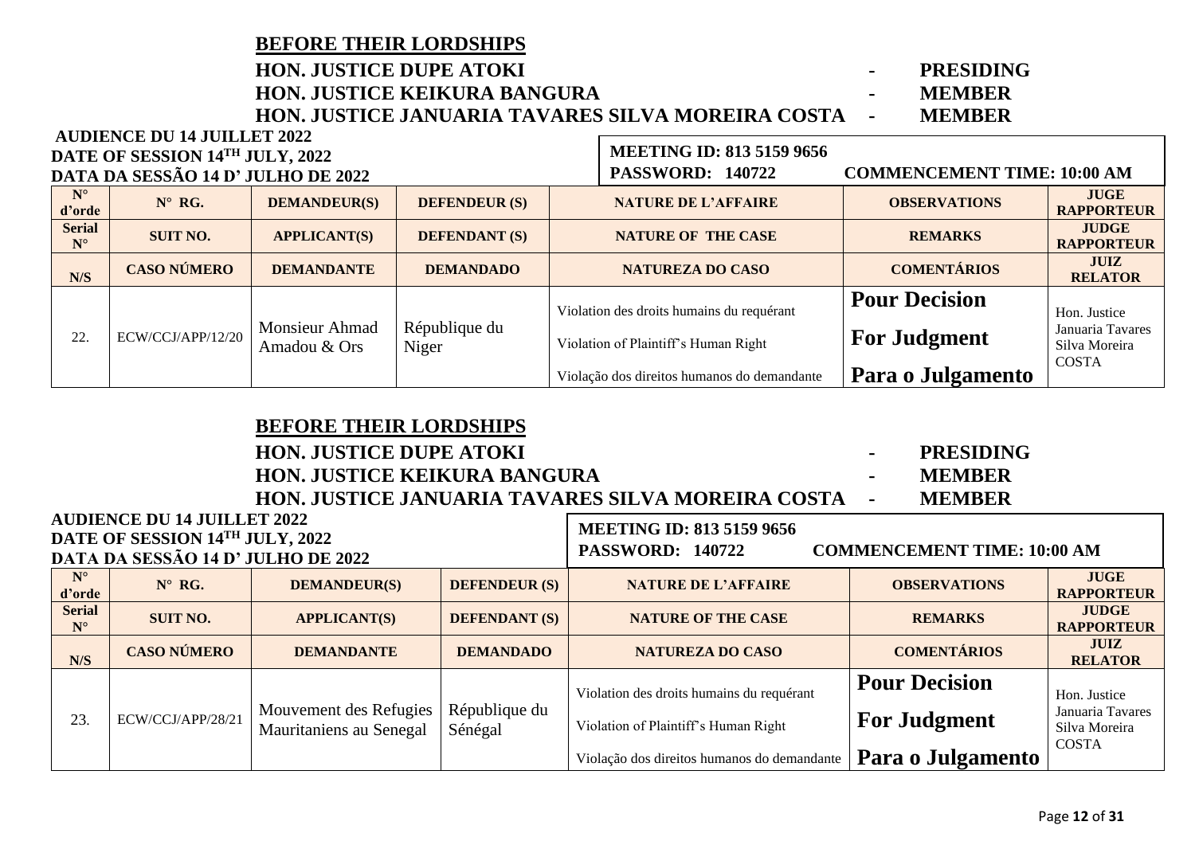## BEFORE THEIR LORDSHIPS

**HON. JUSTICE DUPE ATOKI - PRESIDING**
**HON. JUSTICE KEIKURA BANGURA - MEMBER**
**HON. JUSTICE JANUARIA TAVARES SILVA MOREIRA COSTA - MEMBER**

**AUDIENCE DU 14 JUILLET 2022**
**DATE OF SESSION 14TH JULY, 2022**
**DATA DA SESSÃO 14 D' JULHO DE 2022**

**MEETING ID: 813 5159 9656**
**PASSWORD: 140722** **COMMENCEMENT TIME: 10:00 AM**

| N° d'orde | N° RG. | DEMANDEUR(S) | DEFENDEUR (S) | NATURE DE L'AFFAIRE | OBSERVATIONS | JUGE RAPPORTEUR |
|---|---|---|---|---|---|---|
| Serial N° | SUIT NO. | APPLICANT(S) | DEFENDANT (S) | NATURE OF THE CASE | REMARKS | JUDGE RAPPORTEUR |
| N/S | CASO NÚMERO | DEMANDANTE | DEMANDADO | NATUREZA DO CASO | COMENTÁRIOS | JUIZ RELATOR |
| 22. | ECW/CCJ/APP/12/20 | Monsieur Ahmad Amadou & Ors | République du Niger | Violation des droits humains du requérant<br>Violation of Plaintiff's Human Right<br>Violação dos direitos humanos do demandante | **Pour Decision**<br>**For Judgment**<br>**Para o Julgamento** | Hon. Justice Januaria Tavares Silva Moreira COSTA |

## BEFORE THEIR LORDSHIPS

**HON. JUSTICE DUPE ATOKI - PRESIDING**
**HON. JUSTICE KEIKURA BANGURA - MEMBER**
**HON. JUSTICE JANUARIA TAVARES SILVA MOREIRA COSTA - MEMBER**

**AUDIENCE DU 14 JUILLET 2022**
**DATE OF SESSION 14TH JULY, 2022**
**DATA DA SESSÃO 14 D' JULHO DE 2022**

**MEETING ID: 813 5159 9656**
**PASSWORD: 140722** **COMMENCEMENT TIME: 10:00 AM**

| N° d'orde | N° RG. | DEMANDEUR(S) | DEFENDEUR (S) | NATURE DE L'AFFAIRE | OBSERVATIONS | JUGE RAPPORTEUR |
|---|---|---|---|---|---|---|
| Serial N° | SUIT NO. | APPLICANT(S) | DEFENDANT (S) | NATURE OF THE CASE | REMARKS | JUDGE RAPPORTEUR |
| N/S | CASO NÚMERO | DEMANDANTE | DEMANDADO | NATUREZA DO CASO | COMENTÁRIOS | JUIZ RELATOR |
| 23. | ECW/CCJ/APP/28/21 | Mouvement des Refugies Mauritaniens au Senegal | République du Sénégal | Violation des droits humains du requérant<br>Violation of Plaintiff's Human Right<br>Violação dos direitos humanos do demandante | **Pour Decision**<br>**For Judgment**<br>**Para o Julgamento** | Hon. Justice Januaria Tavares Silva Moreira COSTA |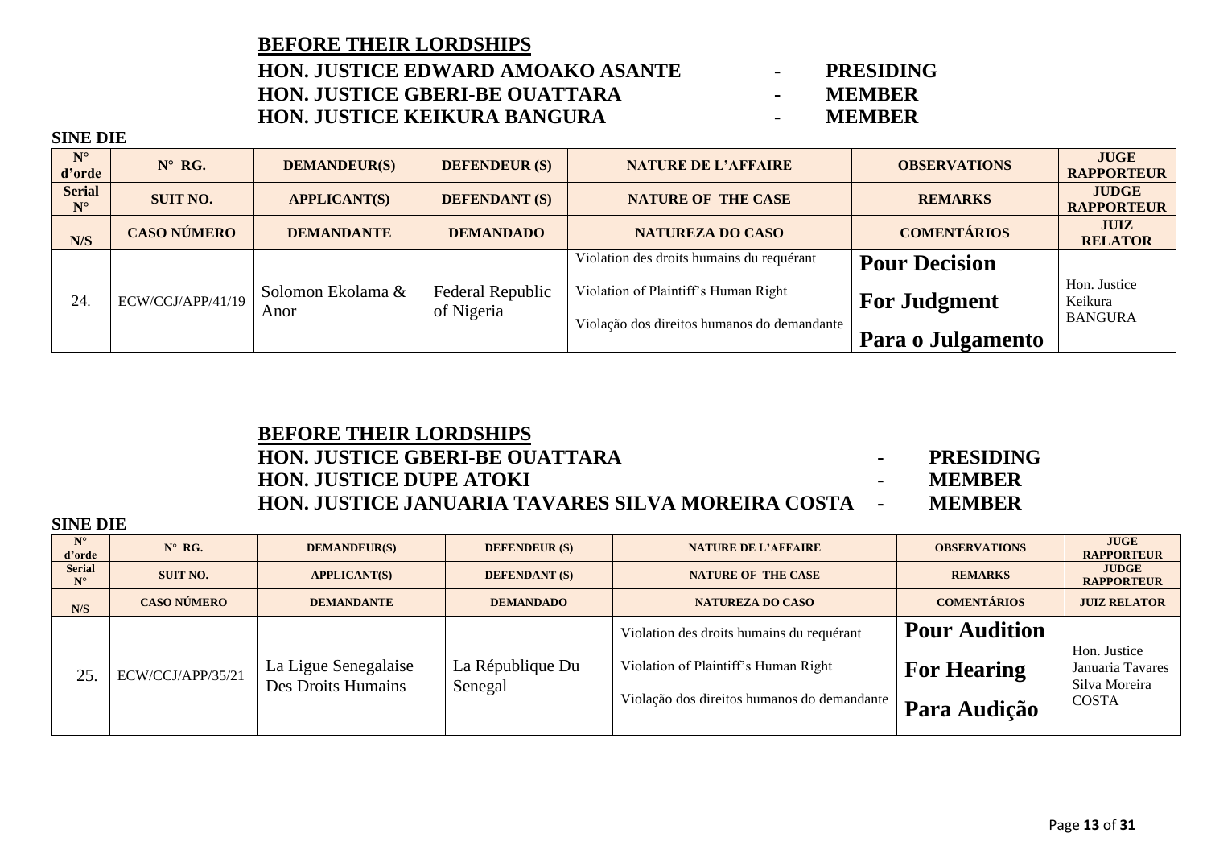**BEFORE THEIR LORDSHIPS**

**HON. JUSTICE EDWARD AMOAKO ASANTE - PRESIDING**
**HON. JUSTICE GBERI-BE OUATTARA - MEMBER**
**HON. JUSTICE KEIKURA BANGURA - MEMBER**

**SINE DIE**

| N° d'orde | N° RG. | DEMANDEUR(S) | DEFENDEUR (S) | NATURE DE L'AFFAIRE | OBSERVATIONS | JUGE RAPPORTEUR |
|---|---|---|---|---|---|---|
| Serial N° | SUIT NO. | APPLICANT(S) | DEFENDANT (S) | NATURE OF THE CASE | REMARKS | JUDGE RAPPORTEUR |
| N/S | CASO NÚMERO | DEMANDANTE | DEMANDADO | NATUREZA DO CASO | COMENTÁRIOS | JUIZ RELATOR |
| 24. | ECW/CCJ/APP/41/19 | Solomon Ekolama & Anor | Federal Republic of Nigeria | Violation des droits humains du requérant<br>Violation of Plaintiff's Human Right<br>Violação dos direitos humanos do demandante | **Pour Decision**<br>**For Judgment**<br>**Para o Julgamento** | Hon. Justice Keikura BANGURA |

**BEFORE THEIR LORDSHIPS**

**HON. JUSTICE GBERI-BE OUATTARA - PRESIDING**
**HON. JUSTICE DUPE ATOKI - MEMBER**
**HON. JUSTICE JANUARIA TAVARES SILVA MOREIRA COSTA - MEMBER**

**SINE DIE**

| N° d'orde | N° RG. | DEMANDEUR(S) | DEFENDEUR (S) | NATURE DE L'AFFAIRE | OBSERVATIONS | JUGE RAPPORTEUR |
|---|---|---|---|---|---|---|
| Serial N° | SUIT NO. | APPLICANT(S) | DEFENDANT (S) | NATURE OF THE CASE | REMARKS | JUDGE RAPPORTEUR |
| N/S | CASO NÚMERO | DEMANDANTE | DEMANDADO | NATUREZA DO CASO | COMENTÁRIOS | JUIZ RELATOR |
| 25. | ECW/CCJ/APP/35/21 | La Ligue Senegalaise Des Droits Humains | La République Du Senegal | Violation des droits humains du requérant<br>Violation of Plaintiff's Human Right<br>Violação dos direitos humanos do demandante | **Pour Audition**<br>**For Hearing**<br>**Para Audição** | Hon. Justice Januaria Tavares Silva Moreira COSTA |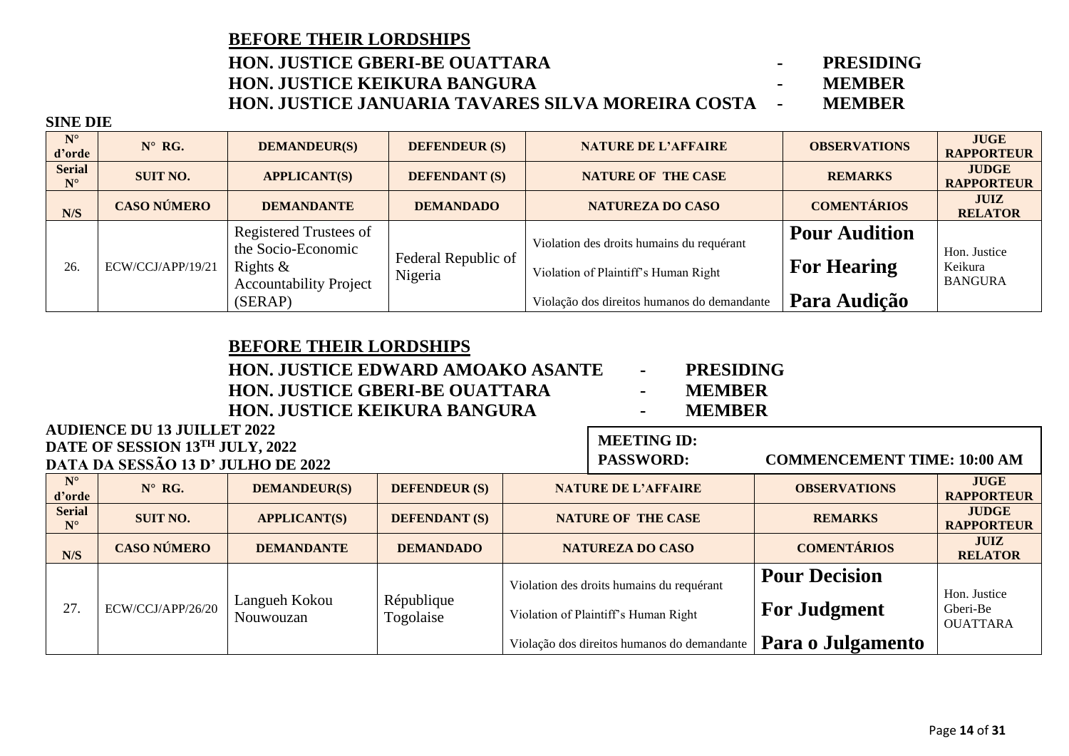**BEFORE THEIR LORDSHIPS**

**HON. JUSTICE GBERI-BE OUATTARA - PRESIDING**
**HON. JUSTICE KEIKURA BANGURA - MEMBER**
**HON. JUSTICE JANUARIA TAVARES SILVA MOREIRA COSTA - MEMBER**

**SINE DIE**

| N° d'orde | N° RG. | DEMANDEUR(S) | DEFENDEUR (S) | NATURE DE L'AFFAIRE | OBSERVATIONS | JUGE RAPPORTEUR |
|---|---|---|---|---|---|---|
| **Serial N°** | **SUIT NO.** | **APPLICANT(S)** | **DEFENDANT (S)** | **NATURE OF THE CASE** | **REMARKS** | **JUDGE RAPPORTEUR** |
| **N/S** | **CASO NÚMERO** | **DEMANDANTE** | **DEMANDADO** | **NATUREZA DO CASO** | **COMENTÁRIOS** | **JUIZ RELATOR** |
| 26. | ECW/CCJ/APP/19/21 | Registered Trustees of the Socio-Economic Rights & Accountability Project (SERAP) | Federal Republic of Nigeria | Violation des droits humains du requérant<br>Violation of Plaintiff's Human Right<br>Violação dos direitos humanos do demandante | **Pour Audition**<br>**For Hearing**<br>**Para Audição** | Hon. Justice Keikura BANGURA |

**BEFORE THEIR LORDSHIPS**

**HON. JUSTICE EDWARD AMOAKO ASANTE - PRESIDING**
**HON. JUSTICE GBERI-BE OUATTARA - MEMBER**
**HON. JUSTICE KEIKURA BANGURA - MEMBER**

**AUDIENCE DU 13 JUILLET 2022**
**DATE OF SESSION 13TH JULY, 2022**
**DATA DA SESSÃO 13 D' JULHO DE 2022**

**MEETING ID:**
**PASSWORD: COMMENCEMENT TIME: 10:00 AM**

| N° d'orde | N° RG. | DEMANDEUR(S) | DEFENDEUR (S) | NATURE DE L'AFFAIRE | OBSERVATIONS | JUGE RAPPORTEUR |
|---|---|---|---|---|---|---|
| **Serial N°** | **SUIT NO.** | **APPLICANT(S)** | **DEFENDANT (S)** | **NATURE OF THE CASE** | **REMARKS** | **JUDGE RAPPORTEUR** |
| **N/S** | **CASO NÚMERO** | **DEMANDANTE** | **DEMANDADO** | **NATUREZA DO CASO** | **COMENTÁRIOS** | **JUIZ RELATOR** |
| 27. | ECW/CCJ/APP/26/20 | Langueh Kokou Nouwouzan | République Togolaise | Violation des droits humains du requérant<br>Violation of Plaintiff's Human Right<br>Violação dos direitos humanos do demandante | **Pour Decision**<br>**For Judgment**<br>**Para o Julgamento** | Hon. Justice Gberi-Be OUATTARA |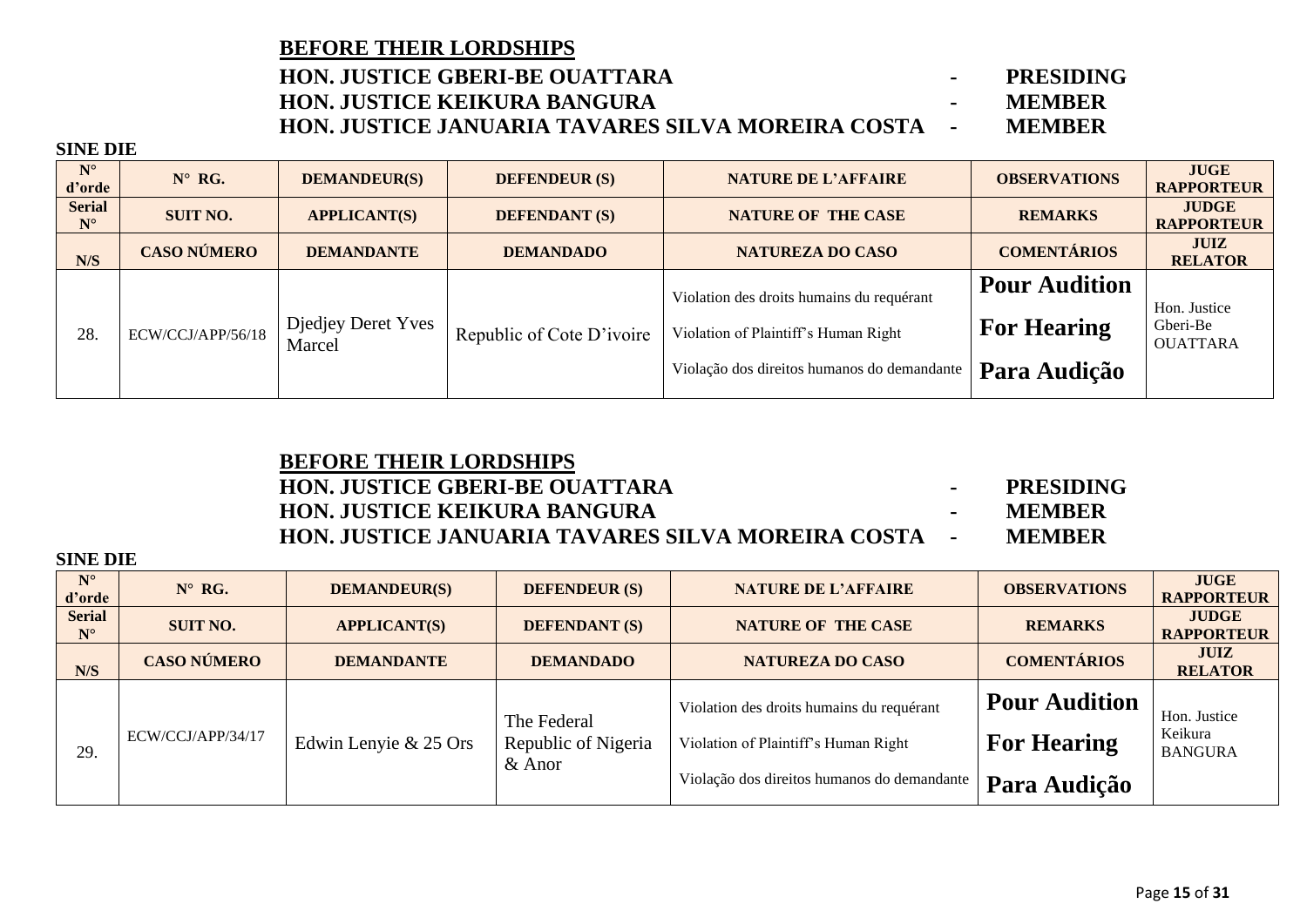**BEFORE THEIR LORDSHIPS**

**HON. JUSTICE GBERI-BE OUATTARA - PRESIDING**
**HON. JUSTICE KEIKURA BANGURA - MEMBER**
**HON. JUSTICE JANUARIA TAVARES SILVA MOREIRA COSTA - MEMBER**

**SINE DIE**

| N° d'orde | N° RG. | DEMANDEUR(S) | DEFENDEUR (S) | NATURE DE L'AFFAIRE | OBSERVATIONS | JUGE RAPPORTEUR |
|---|---|---|---|---|---|---|
| **Serial N°** | **SUIT NO.** | **APPLICANT(S)** | **DEFENDANT (S)** | **NATURE OF THE CASE** | **REMARKS** | **JUDGE RAPPORTEUR** |
| **N/S** | **CASO NÚMERO** | **DEMANDANTE** | **DEMANDADO** | **NATUREZA DO CASO** | **COMENTÁRIOS** | **JUIZ RELATOR** |
| 28. | ECW/CCJ/APP/56/18 | Djedjey Deret Yves Marcel | Republic of Cote D'ivoire | Violation des droits humains du requérant<br>Violation of Plaintiff's Human Right<br>Violação dos direitos humanos do demandante | **Pour Audition**<br>**For Hearing**<br>**Para Audição** | Hon. Justice Gberi-Be OUATTARA |

**BEFORE THEIR LORDSHIPS**

**HON. JUSTICE GBERI-BE OUATTARA - PRESIDING**
**HON. JUSTICE KEIKURA BANGURA - MEMBER**
**HON. JUSTICE JANUARIA TAVARES SILVA MOREIRA COSTA - MEMBER**

**SINE DIE**

| N° d'orde | N° RG. | DEMANDEUR(S) | DEFENDEUR (S) | NATURE DE L'AFFAIRE | OBSERVATIONS | JUGE RAPPORTEUR |
|---|---|---|---|---|---|---|
| **Serial N°** | **SUIT NO.** | **APPLICANT(S)** | **DEFENDANT (S)** | **NATURE OF THE CASE** | **REMARKS** | **JUDGE RAPPORTEUR** |
| **N/S** | **CASO NÚMERO** | **DEMANDANTE** | **DEMANDADO** | **NATUREZA DO CASO** | **COMENTÁRIOS** | **JUIZ RELATOR** |
| 29. | ECW/CCJ/APP/34/17 | Edwin Lenyie & 25 Ors | The Federal Republic of Nigeria & Anor | Violation des droits humains du requérant<br>Violation of Plaintiff's Human Right<br>Violação dos direitos humanos do demandante | **Pour Audition**<br>**For Hearing**<br>**Para Audição** | Hon. Justice Keikura BANGURA |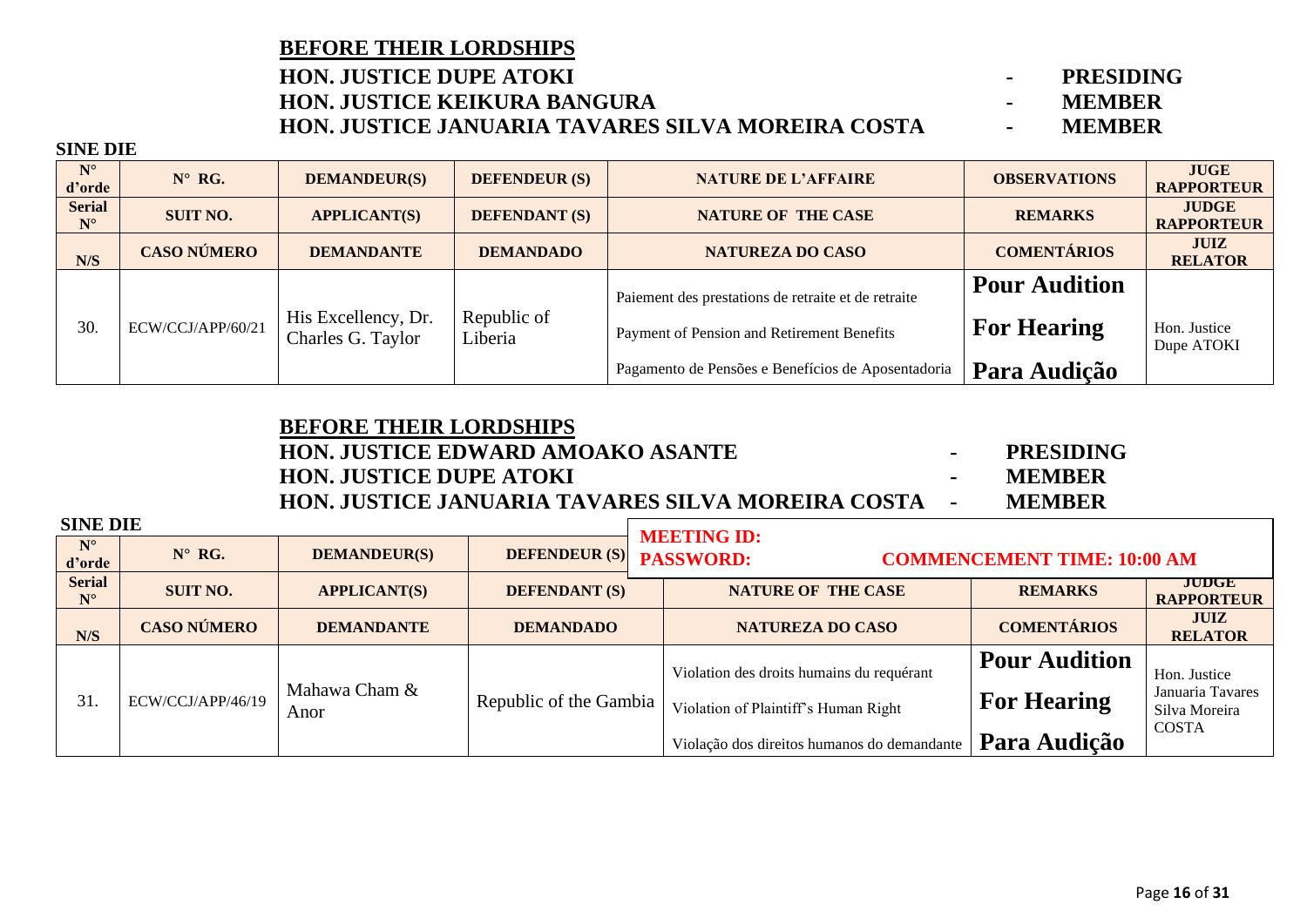**BEFORE THEIR LORDSHIPS**

**HON. JUSTICE DUPE ATOKI - PRESIDING**
**HON. JUSTICE KEIKURA BANGURA - MEMBER**
**HON. JUSTICE JANUARIA TAVARES SILVA MOREIRA COSTA - MEMBER**

**SINE DIE**

| N° d'orde | N° RG. | DEMANDEUR(S) | DEFENDEUR (S) | NATURE DE L'AFFAIRE | OBSERVATIONS | JUGE RAPPORTEUR |
|---|---|---|---|---|---|---|
| **Serial N°** | **SUIT NO.** | **APPLICANT(S)** | **DEFENDANT (S)** | **NATURE OF THE CASE** | **REMARKS** | **JUDGE RAPPORTEUR** |
| **N/S** | **CASO NÚMERO** | **DEMANDANTE** | **DEMANDADO** | **NATUREZA DO CASO** | **COMENTÁRIOS** | **JUIZ RELATOR** |
| 30. | ECW/CCJ/APP/60/21 | His Excellency, Dr. Charles G. Taylor | Republic of Liberia | Paiement des prestations de retraite et de retraite<br>Payment of Pension and Retirement Benefits<br>Pagamento de Pensões e Benefícios de Aposentadoria | **Pour Audition**<br>**For Hearing**<br>**Para Audição** | Hon. Justice Dupe ATOKI |

**BEFORE THEIR LORDSHIPS**

**HON. JUSTICE EDWARD AMOAKO ASANTE - PRESIDING**
**HON. JUSTICE DUPE ATOKI - MEMBER**
**HON. JUSTICE JANUARIA TAVARES SILVA MOREIRA COSTA - MEMBER**

**SINE DIE**

**MEETING ID:**
**PASSWORD:** **COMMENCEMENT TIME: 10:00 AM**

| N° d'orde | N° RG. | DEMANDEUR(S) | DEFENDEUR (S) | NATURE OF THE CASE | REMARKS | JUDGE RAPPORTEUR |
|---|---|---|---|---|---|---|
| **Serial N°** | **SUIT NO.** | **APPLICANT(S)** | **DEFENDANT (S)** | **NATURE OF THE CASE** | **REMARKS** | **JUDGE RAPPORTEUR** |
| **N/S** | **CASO NÚMERO** | **DEMANDANTE** | **DEMANDADO** | **NATUREZA DO CASO** | **COMENTÁRIOS** | **JUIZ RELATOR** |
| 31. | ECW/CCJ/APP/46/19 | Mahawa Cham & Anor | Republic of the Gambia | Violation des droits humains du requérant<br>Violation of Plaintiff's Human Right<br>Violação dos direitos humanos do demandante | **Pour Audition**<br>**For Hearing**<br>**Para Audição** | Hon. Justice Januaria Tavares Silva Moreira COSTA |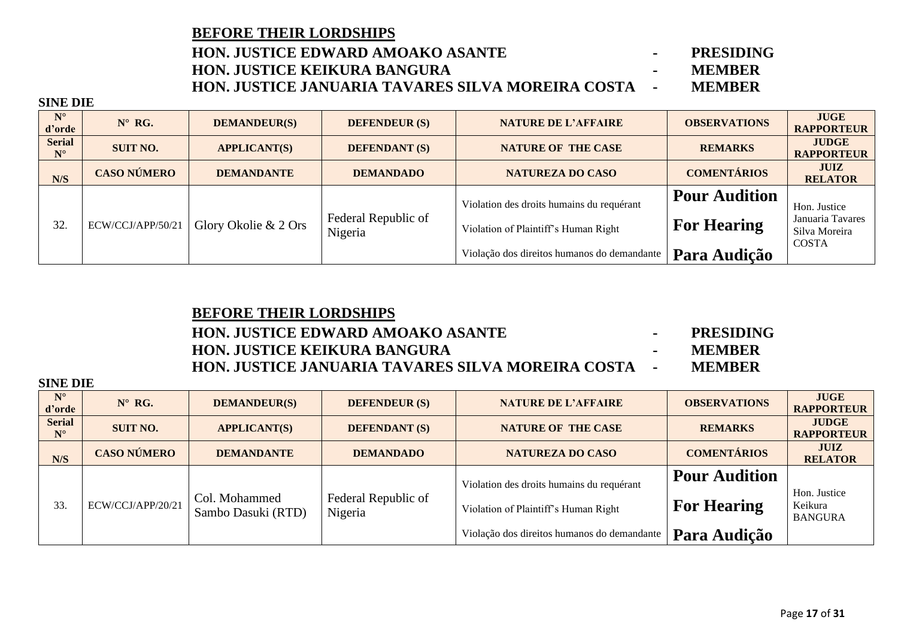**BEFORE THEIR LORDSHIPS**

**HON. JUSTICE EDWARD AMOAKO ASANTE - PRESIDING**
**HON. JUSTICE KEIKURA BANGURA - MEMBER**
**HON. JUSTICE JANUARIA TAVARES SILVA MOREIRA COSTA - MEMBER**

**SINE DIE**

| N° d'orde | N° RG. | DEMANDEUR(S) | DEFENDEUR (S) | NATURE DE L'AFFAIRE | OBSERVATIONS | JUGE RAPPORTEUR |
|---|---|---|---|---|---|---|
| **Serial N°** | **SUIT NO.** | **APPLICANT(S)** | **DEFENDANT (S)** | **NATURE OF THE CASE** | **REMARKS** | **JUDGE RAPPORTEUR** |
| **N/S** | **CASO NÚMERO** | **DEMANDANTE** | **DEMANDADO** | **NATUREZA DO CASO** | **COMENTÁRIOS** | **JUIZ RELATOR** |
| 32. | ECW/CCJ/APP/50/21 | Glory Okolie & 2 Ors | Federal Republic of Nigeria | Violation des droits humains du requérant<br>Violation of Plaintiff's Human Right<br>Violação dos direitos humanos do demandante | **Pour Audition**<br>**For Hearing**<br>**Para Audição** | Hon. Justice Januaria Tavares Silva Moreira COSTA |

**BEFORE THEIR LORDSHIPS**

**HON. JUSTICE EDWARD AMOAKO ASANTE - PRESIDING**
**HON. JUSTICE KEIKURA BANGURA - MEMBER**
**HON. JUSTICE JANUARIA TAVARES SILVA MOREIRA COSTA - MEMBER**

**SINE DIE**

| N° d'orde | N° RG. | DEMANDEUR(S) | DEFENDEUR (S) | NATURE DE L'AFFAIRE | OBSERVATIONS | JUGE RAPPORTEUR |
|---|---|---|---|---|---|---|
| **Serial N°** | **SUIT NO.** | **APPLICANT(S)** | **DEFENDANT (S)** | **NATURE OF THE CASE** | **REMARKS** | **JUDGE RAPPORTEUR** |
| **N/S** | **CASO NÚMERO** | **DEMANDANTE** | **DEMANDADO** | **NATUREZA DO CASO** | **COMENTÁRIOS** | **JUIZ RELATOR** |
| 33. | ECW/CCJ/APP/20/21 | Col. Mohammed Sambo Dasuki (RTD) | Federal Republic of Nigeria | Violation des droits humains du requérant<br>Violation of Plaintiff's Human Right<br>Violação dos direitos humanos do demandante | **Pour Audition**<br>**For Hearing**<br>**Para Audição** | Hon. Justice Keikura BANGURA |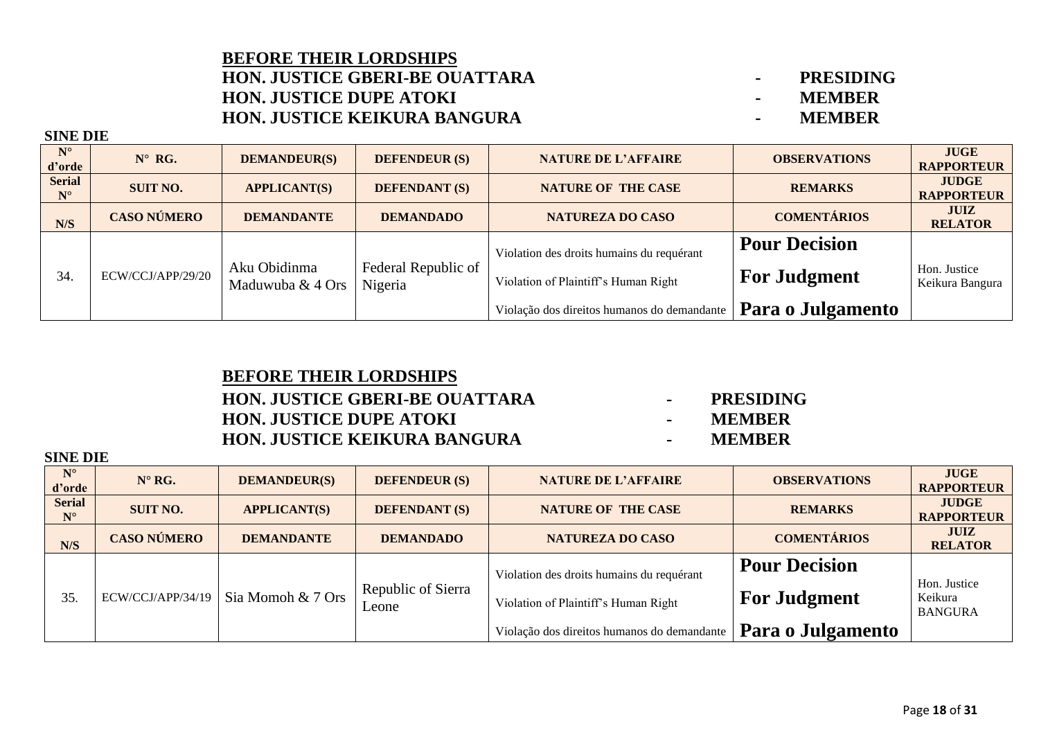**BEFORE THEIR LORDSHIPS**

**HON. JUSTICE GBERI-BE OUATTARA - PRESIDING**
**HON. JUSTICE DUPE ATOKI - MEMBER**
**HON. JUSTICE KEIKURA BANGURA - MEMBER**

**SINE DIE**

| N° d'orde | N° RG. | DEMANDEUR(S) | DEFENDEUR (S) | NATURE DE L'AFFAIRE | OBSERVATIONS | JUGE RAPPORTEUR |
|---|---|---|---|---|---|---|
| **Serial N°** | **SUIT NO.** | **APPLICANT(S)** | **DEFENDANT (S)** | **NATURE OF THE CASE** | **REMARKS** | **JUDGE RAPPORTEUR** |
| **N/S** | **CASO NÚMERO** | **DEMANDANTE** | **DEMANDADO** | **NATUREZA DO CASO** | **COMENTÁRIOS** | **JUIZ RELATOR** |
| 34. | ECW/CCJ/APP/29/20 | Aku Obidinma Maduwuba & 4 Ors | Federal Republic of Nigeria | Violation des droits humains du requérant<br>Violation of Plaintiff's Human Right<br>Violação dos direitos humanos do demandante | **Pour Decision**<br>**For Judgment**<br>**Para o Julgamento** | Hon. Justice Keikura Bangura |

**BEFORE THEIR LORDSHIPS**

**HON. JUSTICE GBERI-BE OUATTARA - PRESIDING**
**HON. JUSTICE DUPE ATOKI - MEMBER**
**HON. JUSTICE KEIKURA BANGURA - MEMBER**

**SINE DIE**

| N° d'orde | N° RG. | DEMANDEUR(S) | DEFENDEUR (S) | NATURE DE L'AFFAIRE | OBSERVATIONS | JUGE RAPPORTEUR |
|---|---|---|---|---|---|---|
| **Serial N°** | **SUIT NO.** | **APPLICANT(S)** | **DEFENDANT (S)** | **NATURE OF THE CASE** | **REMARKS** | **JUDGE RAPPORTEUR** |
| **N/S** | **CASO NÚMERO** | **DEMANDANTE** | **DEMANDADO** | **NATUREZA DO CASO** | **COMENTÁRIOS** | **JUIZ RELATOR** |
| 35. | ECW/CCJ/APP/34/19 | Sia Momoh & 7 Ors | Republic of Sierra Leone | Violation des droits humains du requérant<br>Violation of Plaintiff's Human Right<br>Violação dos direitos humanos do demandante | **Pour Decision**<br>**For Judgment**<br>**Para o Julgamento** | Hon. Justice Keikura BANGURA |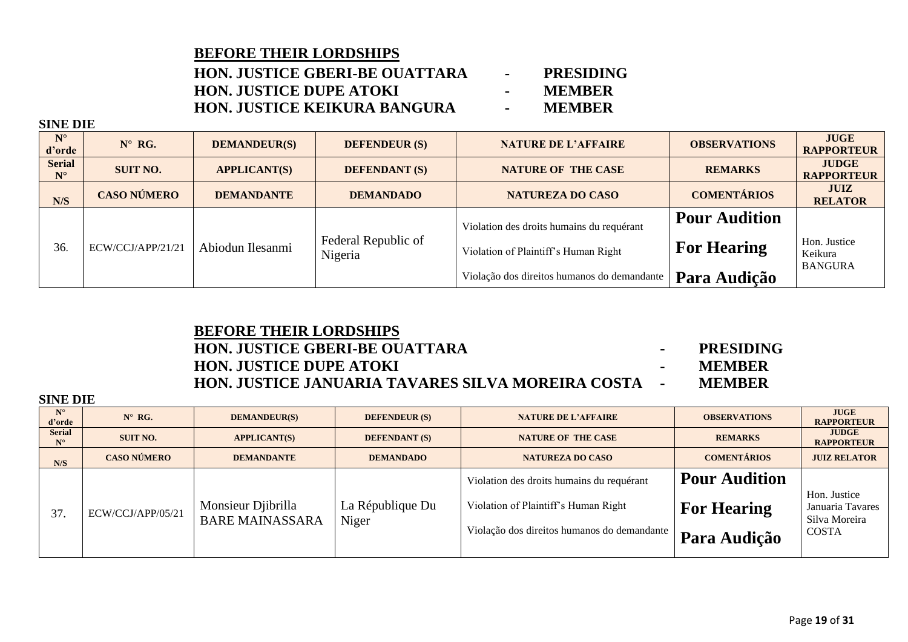**BEFORE THEIR LORDSHIPS**

**HON. JUSTICE GBERI-BE OUATTARA - PRESIDING**
**HON. JUSTICE DUPE ATOKI - MEMBER**
**HON. JUSTICE KEIKURA BANGURA - MEMBER**

**SINE DIE**

| N° d'orde | N° RG. | DEMANDEUR(S) | DEFENDEUR (S) | NATURE DE L'AFFAIRE | OBSERVATIONS | JUGE RAPPORTEUR |
|---|---|---|---|---|---|---|
| **Serial N°** | **SUIT NO.** | **APPLICANT(S)** | **DEFENDANT (S)** | **NATURE OF THE CASE** | **REMARKS** | **JUDGE RAPPORTEUR** |
| **N/S** | **CASO NÚMERO** | **DEMANDANTE** | **DEMANDADO** | **NATUREZA DO CASO** | **COMENTÁRIOS** | **JUIZ RELATOR** |
| 36. | ECW/CCJ/APP/21/21 | Abiodun Ilesanmi | Federal Republic of Nigeria | Violation des droits humains du requérant<br>Violation of Plaintiff's Human Right<br>Violação dos direitos humanos do demandante | **Pour Audition**<br>**For Hearing**<br>**Para Audição** | Hon. Justice Keikura BANGURA |

**BEFORE THEIR LORDSHIPS**

**HON. JUSTICE GBERI-BE OUATTARA - PRESIDING**
**HON. JUSTICE DUPE ATOKI - MEMBER**
**HON. JUSTICE JANUARIA TAVARES SILVA MOREIRA COSTA - MEMBER**

**SINE DIE**

| N° d'orde | N° RG. | DEMANDEUR(S) | DEFENDEUR (S) | NATURE DE L'AFFAIRE | OBSERVATIONS | JUGE RAPPORTEUR |
|---|---|---|---|---|---|---|
| **Serial N°** | **SUIT NO.** | **APPLICANT(S)** | **DEFENDANT (S)** | **NATURE OF THE CASE** | **REMARKS** | **JUDGE RAPPORTEUR** |
| **N/S** | **CASO NÚMERO** | **DEMANDANTE** | **DEMANDADO** | **NATUREZA DO CASO** | **COMENTÁRIOS** | **JUIZ RELATOR** |
| 37. | ECW/CCJ/APP/05/21 | Monsieur Djibrilla BARE MAINASSARA | La République Du Niger | Violation des droits humains du requérant<br>Violation of Plaintiff's Human Right<br>Violação dos direitos humanos do demandante | **Pour Audition**<br>**For Hearing**<br>**Para Audição** | Hon. Justice Januaria Tavares Silva Moreira COSTA |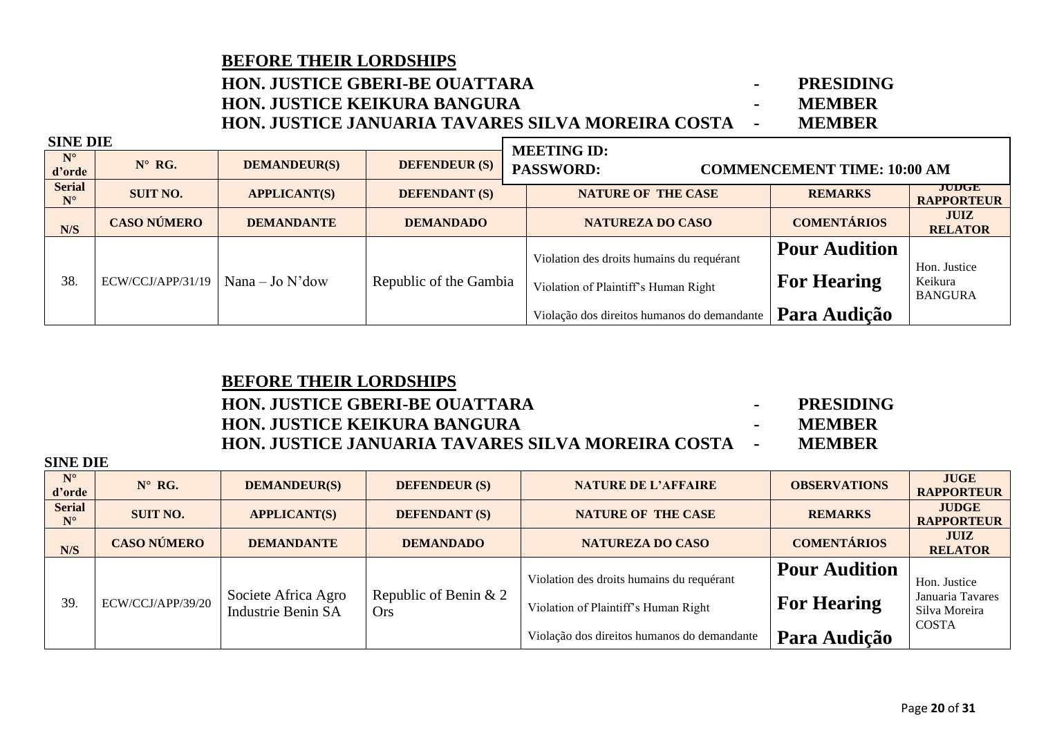**BEFORE THEIR LORDSHIPS**

**HON. JUSTICE GBERI-BE OUATTARA - PRESIDING**
**HON. JUSTICE KEIKURA BANGURA - MEMBER**
**HON. JUSTICE JANUARIA TAVARES SILVA MOREIRA COSTA - MEMBER**

**SINE DIE**

**MEETING ID:**
**PASSWORD:** **COMMENCEMENT TIME: 10:00 AM**

| N° d'orde | N° RG. | DEMANDEUR(S) | DEFENDEUR (S) | | | |
|---|---|---|---|---|---|---|
| **Serial N°** | **SUIT NO.** | **APPLICANT(S)** | **DEFENDANT (S)** | **NATURE OF THE CASE** | **REMARKS** | **JUDGE RAPPORTEUR** |
| **N/S** | **CASO NÚMERO** | **DEMANDANTE** | **DEMANDADO** | **NATUREZA DO CASO** | **COMENTÁRIOS** | **JUIZ RELATOR** |
| 38. | ECW/CCJ/APP/31/19 | Nana – Jo N'dow | Republic of the Gambia | Violation des droits humains du requérant<br>Violation of Plaintiff's Human Right<br>Violação dos direitos humanos do demandante | **Pour Audition**<br>**For Hearing**<br>**Para Audição** | Hon. Justice Keikura BANGURA |

**BEFORE THEIR LORDSHIPS**

**HON. JUSTICE GBERI-BE OUATTARA - PRESIDING**
**HON. JUSTICE KEIKURA BANGURA - MEMBER**
**HON. JUSTICE JANUARIA TAVARES SILVA MOREIRA COSTA - MEMBER**

**SINE DIE**

| N° d'orde | N° RG. | DEMANDEUR(S) | DEFENDEUR (S) | NATURE DE L'AFFAIRE | OBSERVATIONS | JUGE RAPPORTEUR |
|---|---|---|---|---|---|---|
| **Serial N°** | **SUIT NO.** | **APPLICANT(S)** | **DEFENDANT (S)** | **NATURE OF THE CASE** | **REMARKS** | **JUDGE RAPPORTEUR** |
| **N/S** | **CASO NÚMERO** | **DEMANDANTE** | **DEMANDADO** | **NATUREZA DO CASO** | **COMENTÁRIOS** | **JUIZ RELATOR** |
| 39. | ECW/CCJ/APP/39/20 | Societe Africa Agro Industrie Benin SA | Republic of Benin & 2 Ors | Violation des droits humains du requérant<br>Violation of Plaintiff's Human Right<br>Violação dos direitos humanos do demandante | **Pour Audition**<br>**For Hearing**<br>**Para Audição** | Hon. Justice Januaria Tavares Silva Moreira COSTA |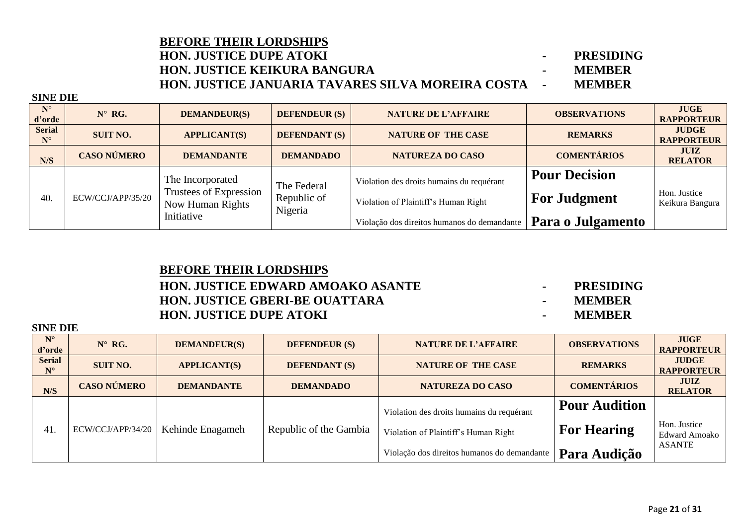**BEFORE THEIR LORDSHIPS**

**HON. JUSTICE DUPE ATOKI - PRESIDING**
**HON. JUSTICE KEIKURA BANGURA - MEMBER**
**HON. JUSTICE JANUARIA TAVARES SILVA MOREIRA COSTA - MEMBER**

**SINE DIE**

| N° d'orde | N° RG. | DEMANDEUR(S) | DEFENDEUR (S) | NATURE DE L'AFFAIRE | OBSERVATIONS | JUGE RAPPORTEUR |
|---|---|---|---|---|---|---|
| **Serial N°** | **SUIT NO.** | **APPLICANT(S)** | **DEFENDANT (S)** | **NATURE OF THE CASE** | **REMARKS** | **JUDGE RAPPORTEUR** |
| **N/S** | **CASO NÚMERO** | **DEMANDANTE** | **DEMANDADO** | **NATUREZA DO CASO** | **COMENTÁRIOS** | **JUIZ RELATOR** |
| 40. | ECW/CCJ/APP/35/20 | The Incorporated Trustees of Expression Now Human Rights Initiative | The Federal Republic of Nigeria | Violation des droits humains du requérant<br>Violation of Plaintiff's Human Right<br>Violação dos direitos humanos do demandante | **Pour Decision**<br>**For Judgment**<br>**Para o Julgamento** | Hon. Justice Keikura Bangura |

**BEFORE THEIR LORDSHIPS**

**HON. JUSTICE EDWARD AMOAKO ASANTE - PRESIDING**
**HON. JUSTICE GBERI-BE OUATTARA - MEMBER**
**HON. JUSTICE DUPE ATOKI - MEMBER**

**SINE DIE**

| N° d'orde | N° RG. | DEMANDEUR(S) | DEFENDEUR (S) | NATURE DE L'AFFAIRE | OBSERVATIONS | JUGE RAPPORTEUR |
|---|---|---|---|---|---|---|
| **Serial N°** | **SUIT NO.** | **APPLICANT(S)** | **DEFENDANT (S)** | **NATURE OF THE CASE** | **REMARKS** | **JUDGE RAPPORTEUR** |
| **N/S** | **CASO NÚMERO** | **DEMANDANTE** | **DEMANDADO** | **NATUREZA DO CASO** | **COMENTÁRIOS** | **JUIZ RELATOR** |
| 41. | ECW/CCJ/APP/34/20 | Kehinde Enagameh | Republic of the Gambia | Violation des droits humains du requérant<br>Violation of Plaintiff's Human Right<br>Violação dos direitos humanos do demandante | **Pour Audition**<br>**For Hearing**<br>**Para Audição** | Hon. Justice Edward Amoako ASANTE |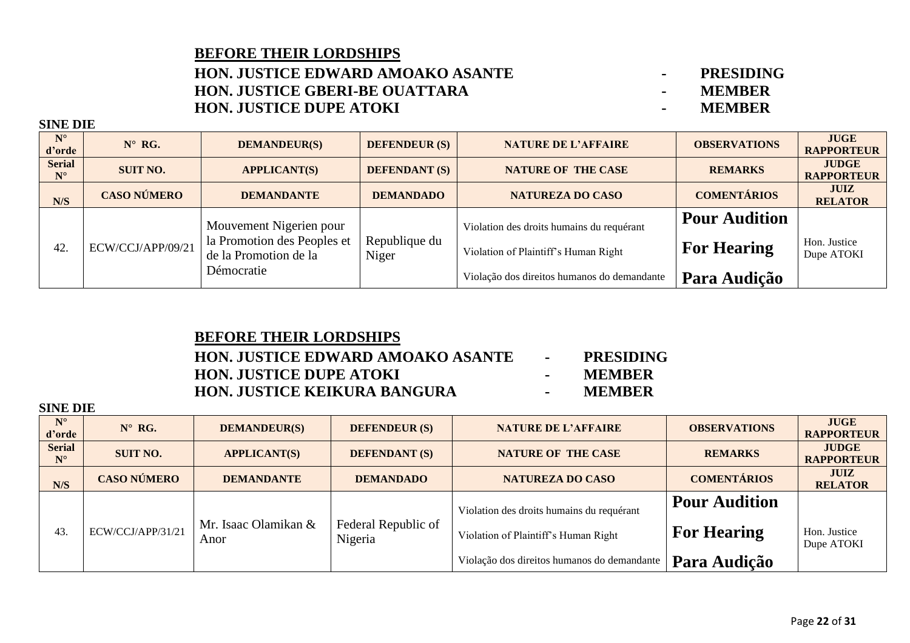**BEFORE THEIR LORDSHIPS**

**HON. JUSTICE EDWARD AMOAKO ASANTE - PRESIDING**
**HON. JUSTICE GBERI-BE OUATTARA - MEMBER**
**HON. JUSTICE DUPE ATOKI - MEMBER**

**SINE DIE**

| N° d'orde | N° RG. | DEMANDEUR(S) | DEFENDEUR (S) | NATURE DE L'AFFAIRE | OBSERVATIONS | JUGE RAPPORTEUR |
|---|---|---|---|---|---|---|
| **Serial N°** | **SUIT NO.** | **APPLICANT(S)** | **DEFENDANT (S)** | **NATURE OF THE CASE** | **REMARKS** | **JUDGE RAPPORTEUR** |
| **N/S** | **CASO NÚMERO** | **DEMANDANTE** | **DEMANDADO** | **NATUREZA DO CASO** | **COMENTÁRIOS** | **JUIZ RELATOR** |
| 42. | ECW/CCJ/APP/09/21 | Mouvement Nigerien pour la Promotion des Peoples et de la Promotion de la Démocratie | Republique du Niger | Violation des droits humains du requérant<br>Violation of Plaintiff's Human Right<br>Violação dos direitos humanos do demandante | **Pour Audition**<br>**For Hearing**<br>**Para Audição** | Hon. Justice Dupe ATOKI |

**BEFORE THEIR LORDSHIPS**

**HON. JUSTICE EDWARD AMOAKO ASANTE - PRESIDING**
**HON. JUSTICE DUPE ATOKI - MEMBER**
**HON. JUSTICE KEIKURA BANGURA - MEMBER**

**SINE DIE**

| N° d'orde | N° RG. | DEMANDEUR(S) | DEFENDEUR (S) | NATURE DE L'AFFAIRE | OBSERVATIONS | JUGE RAPPORTEUR |
|---|---|---|---|---|---|---|
| **Serial N°** | **SUIT NO.** | **APPLICANT(S)** | **DEFENDANT (S)** | **NATURE OF THE CASE** | **REMARKS** | **JUDGE RAPPORTEUR** |
| **N/S** | **CASO NÚMERO** | **DEMANDANTE** | **DEMANDADO** | **NATUREZA DO CASO** | **COMENTÁRIOS** | **JUIZ RELATOR** |
| 43. | ECW/CCJ/APP/31/21 | Mr. Isaac Olamikan & Anor | Federal Republic of Nigeria | Violation des droits humains du requérant<br>Violation of Plaintiff's Human Right<br>Violação dos direitos humanos do demandante | **Pour Audition**<br>**For Hearing**<br>**Para Audição** | Hon. Justice Dupe ATOKI |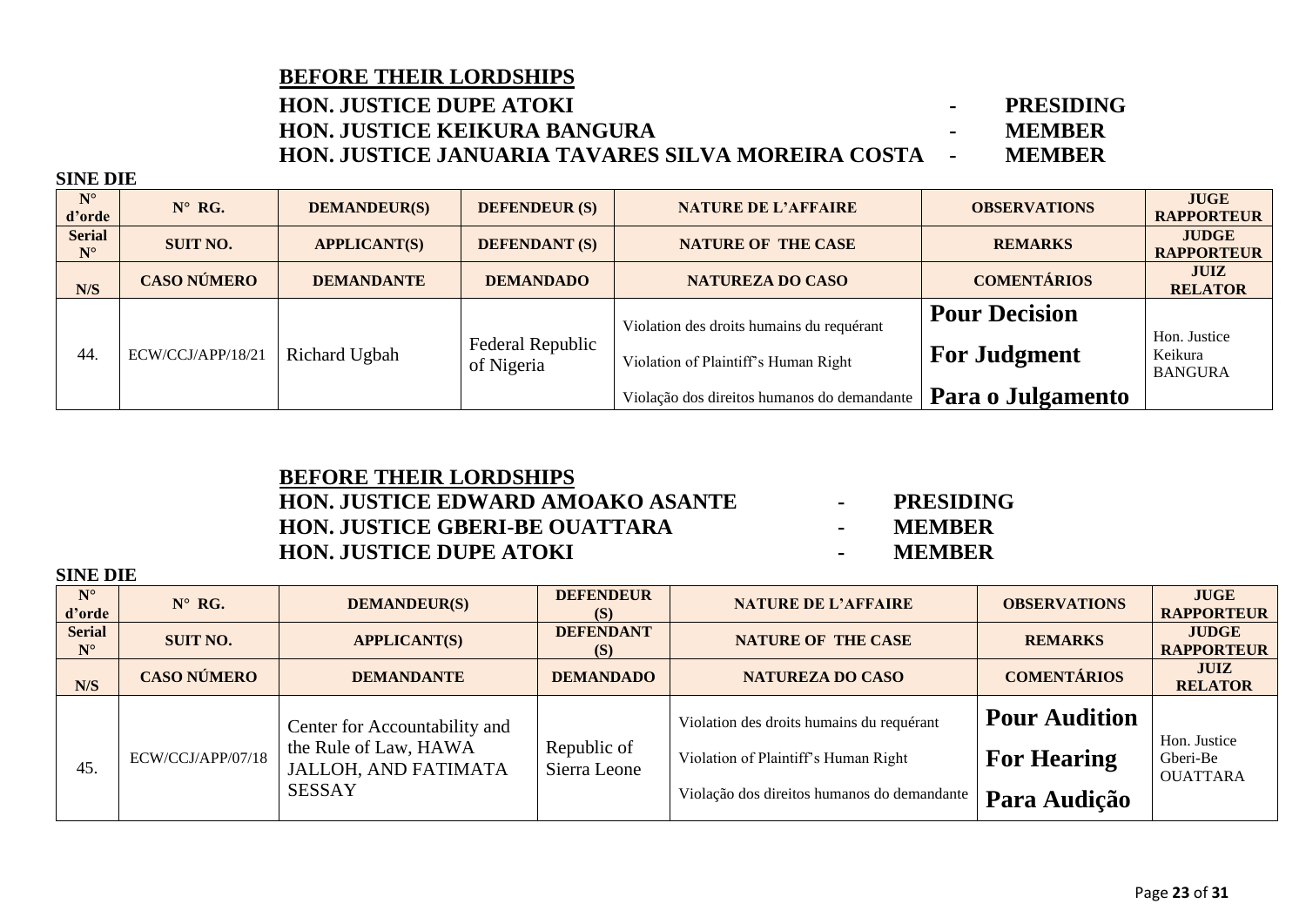**BEFORE THEIR LORDSHIPS**

**HON. JUSTICE DUPE ATOKI - PRESIDING**
**HON. JUSTICE KEIKURA BANGURA - MEMBER**
**HON. JUSTICE JANUARIA TAVARES SILVA MOREIRA COSTA - MEMBER**

**SINE DIE**

| N° d'orde | N° RG. | DEMANDEUR(S) | DEFENDEUR (S) | NATURE DE L'AFFAIRE | OBSERVATIONS | JUGE RAPPORTEUR |
|---|---|---|---|---|---|---|
| Serial N° | SUIT NO. | APPLICANT(S) | DEFENDANT (S) | NATURE OF THE CASE | REMARKS | JUDGE RAPPORTEUR |
| N/S | CASO NÚMERO | DEMANDANTE | DEMANDADO | NATUREZA DO CASO | COMENTÁRIOS | JUIZ RELATOR |
| 44. | ECW/CCJ/APP/18/21 | Richard Ugbah | Federal Republic of Nigeria | Violation des droits humains du requérant<br>Violation of Plaintiff's Human Right<br>Violação dos direitos humanos do demandante | **Pour Decision**<br>**For Judgment**<br>**Para o Julgamento** | Hon. Justice Keikura BANGURA |

**BEFORE THEIR LORDSHIPS**

**HON. JUSTICE EDWARD AMOAKO ASANTE - PRESIDING**
**HON. JUSTICE GBERI-BE OUATTARA - MEMBER**
**HON. JUSTICE DUPE ATOKI - MEMBER**

**SINE DIE**

| N° d'orde | N° RG. | DEMANDEUR(S) | DEFENDEUR (S) | NATURE DE L'AFFAIRE | OBSERVATIONS | JUGE RAPPORTEUR |
|---|---|---|---|---|---|---|
| Serial N° | SUIT NO. | APPLICANT(S) | DEFENDANT (S) | NATURE OF THE CASE | REMARKS | JUDGE RAPPORTEUR |
| N/S | CASO NÚMERO | DEMANDANTE | DEMANDADO | NATUREZA DO CASO | COMENTÁRIOS | JUIZ RELATOR |
| 45. | ECW/CCJ/APP/07/18 | Center for Accountability and the Rule of Law, HAWA JALLOH, AND FATIMATA SESSAY | Republic of Sierra Leone | Violation des droits humains du requérant<br>Violation of Plaintiff's Human Right<br>Violação dos direitos humanos do demandante | **Pour Audition**<br>**For Hearing**<br>**Para Audição** | Hon. Justice Gberi-Be OUATTARA |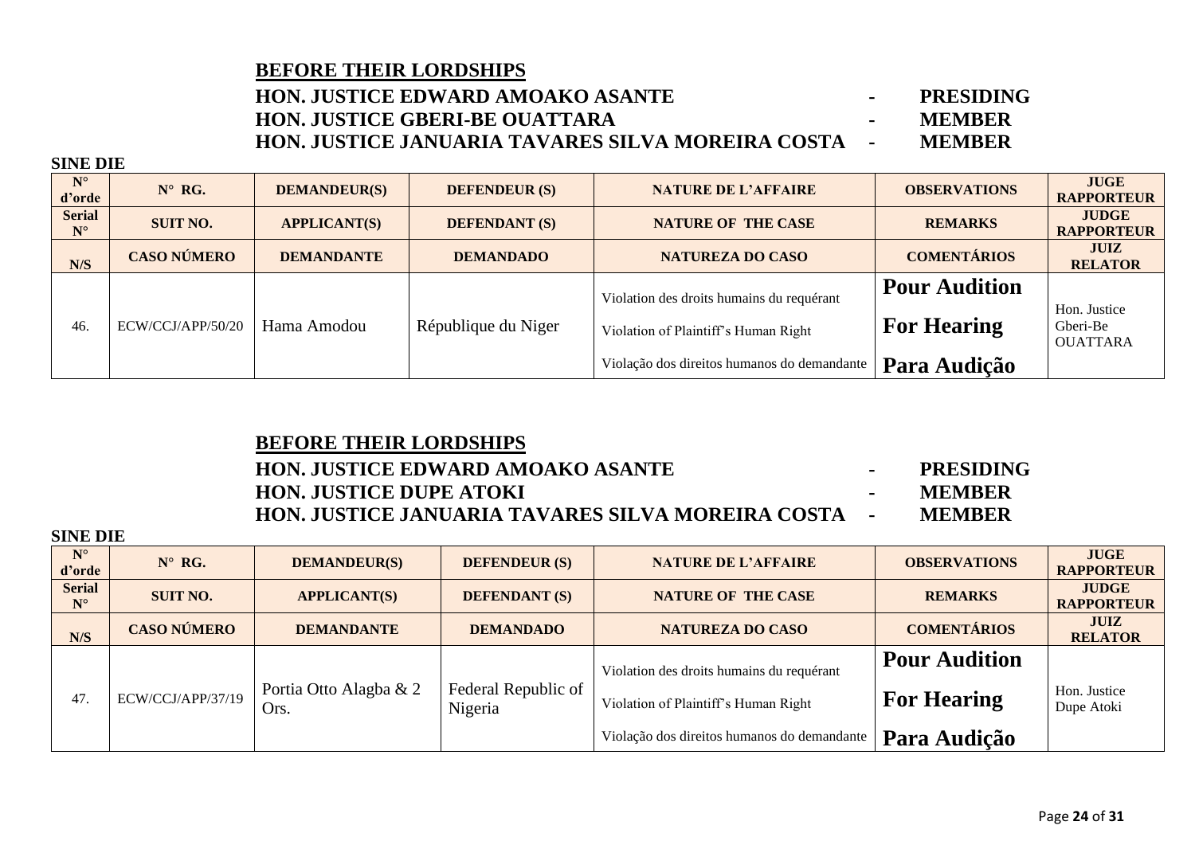**BEFORE THEIR LORDSHIPS**

**HON. JUSTICE EDWARD AMOAKO ASANTE - PRESIDING**
**HON. JUSTICE GBERI-BE OUATTARA - MEMBER**
**HON. JUSTICE JANUARIA TAVARES SILVA MOREIRA COSTA - MEMBER**

**SINE DIE**

| N° d'orde | N° RG. | DEMANDEUR(S) | DEFENDEUR (S) | NATURE DE L'AFFAIRE | OBSERVATIONS | JUGE RAPPORTEUR |
|---|---|---|---|---|---|---|
| **Serial N°** | **SUIT NO.** | **APPLICANT(S)** | **DEFENDANT (S)** | **NATURE OF THE CASE** | **REMARKS** | **JUDGE RAPPORTEUR** |
| **N/S** | **CASO NÚMERO** | **DEMANDANTE** | **DEMANDADO** | **NATUREZA DO CASO** | **COMENTÁRIOS** | **JUIZ RELATOR** |
| 46. | ECW/CCJ/APP/50/20 | Hama Amodou | République du Niger | Violation des droits humains du requérant<br>Violation of Plaintiff's Human Right<br>Violação dos direitos humanos do demandante | **Pour Audition**<br>**For Hearing**<br>**Para Audição** | Hon. Justice Gberi-Be OUATTARA |

**BEFORE THEIR LORDSHIPS**

**HON. JUSTICE EDWARD AMOAKO ASANTE - PRESIDING**
**HON. JUSTICE DUPE ATOKI - MEMBER**
**HON. JUSTICE JANUARIA TAVARES SILVA MOREIRA COSTA - MEMBER**

**SINE DIE**

| N° d'orde | N° RG. | DEMANDEUR(S) | DEFENDEUR (S) | NATURE DE L'AFFAIRE | OBSERVATIONS | JUGE RAPPORTEUR |
|---|---|---|---|---|---|---|
| **Serial N°** | **SUIT NO.** | **APPLICANT(S)** | **DEFENDANT (S)** | **NATURE OF THE CASE** | **REMARKS** | **JUDGE RAPPORTEUR** |
| **N/S** | **CASO NÚMERO** | **DEMANDANTE** | **DEMANDADO** | **NATUREZA DO CASO** | **COMENTÁRIOS** | **JUIZ RELATOR** |
| 47. | ECW/CCJ/APP/37/19 | Portia Otto Alagba & 2 Ors. | Federal Republic of Nigeria | Violation des droits humains du requérant<br>Violation of Plaintiff's Human Right<br>Violação dos direitos humanos do demandante | **Pour Audition**<br>**For Hearing**<br>**Para Audição** | Hon. Justice Dupe Atoki |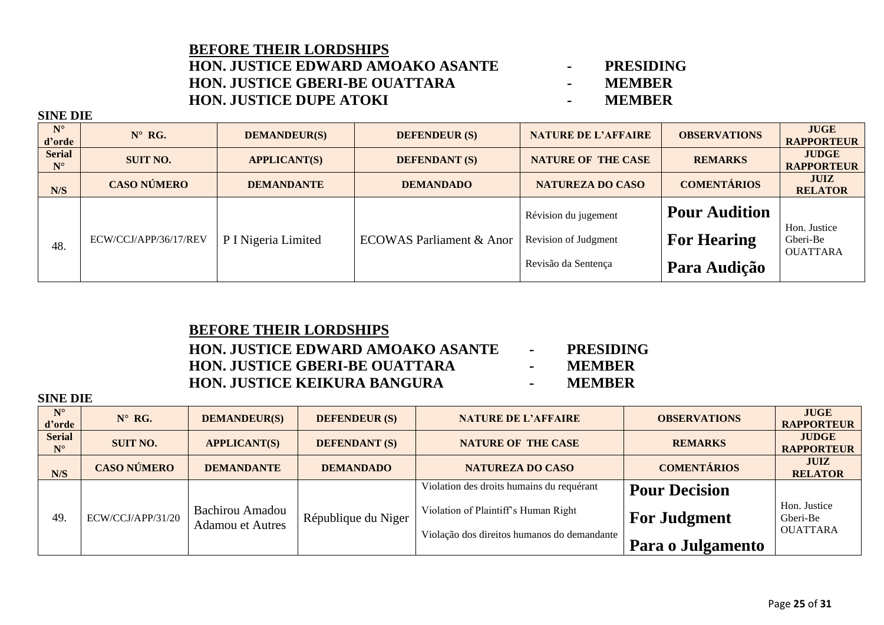**BEFORE THEIR LORDSHIPS**

**HON. JUSTICE EDWARD AMOAKO ASANTE - PRESIDING**
**HON. JUSTICE GBERI-BE OUATTARA - MEMBER**
**HON. JUSTICE DUPE ATOKI - MEMBER**

**SINE DIE**

| N° d'orde | N° RG. | DEMANDEUR(S) | DEFENDEUR (S) | NATURE DE L'AFFAIRE | OBSERVATIONS | JUGE RAPPORTEUR |
|---|---|---|---|---|---|---|
| **Serial N°** | **SUIT NO.** | **APPLICANT(S)** | **DEFENDANT (S)** | **NATURE OF THE CASE** | **REMARKS** | **JUDGE RAPPORTEUR** |
| **N/S** | **CASO NÚMERO** | **DEMANDANTE** | **DEMANDADO** | **NATUREZA DO CASO** | **COMENTÁRIOS** | **JUIZ RELATOR** |
| 48. | ECW/CCJ/APP/36/17/REV | P I Nigeria Limited | ECOWAS Parliament & Anor | Révision du jugement<br>Revision of Judgment<br>Revisão da Sentença | **Pour Audition**<br>**For Hearing**<br>**Para Audição** | Hon. Justice Gberi-Be OUATTARA |

**BEFORE THEIR LORDSHIPS**

**HON. JUSTICE EDWARD AMOAKO ASANTE - PRESIDING**
**HON. JUSTICE GBERI-BE OUATTARA - MEMBER**
**HON. JUSTICE KEIKURA BANGURA - MEMBER**

**SINE DIE**

| N° d'orde | N° RG. | DEMANDEUR(S) | DEFENDEUR (S) | NATURE DE L'AFFAIRE | OBSERVATIONS | JUGE RAPPORTEUR |
|---|---|---|---|---|---|---|
| **Serial N°** | **SUIT NO.** | **APPLICANT(S)** | **DEFENDANT (S)** | **NATURE OF THE CASE** | **REMARKS** | **JUDGE RAPPORTEUR** |
| **N/S** | **CASO NÚMERO** | **DEMANDANTE** | **DEMANDADO** | **NATUREZA DO CASO** | **COMENTÁRIOS** | **JUIZ RELATOR** |
| 49. | ECW/CCJ/APP/31/20 | Bachirou Amadou Adamou et Autres | République du Niger | Violation des droits humains du requérant<br>Violation of Plaintiff's Human Right<br>Violação dos direitos humanos do demandante | **Pour Decision**<br>**For Judgment**<br>**Para o Julgamento** | Hon. Justice Gberi-Be OUATTARA |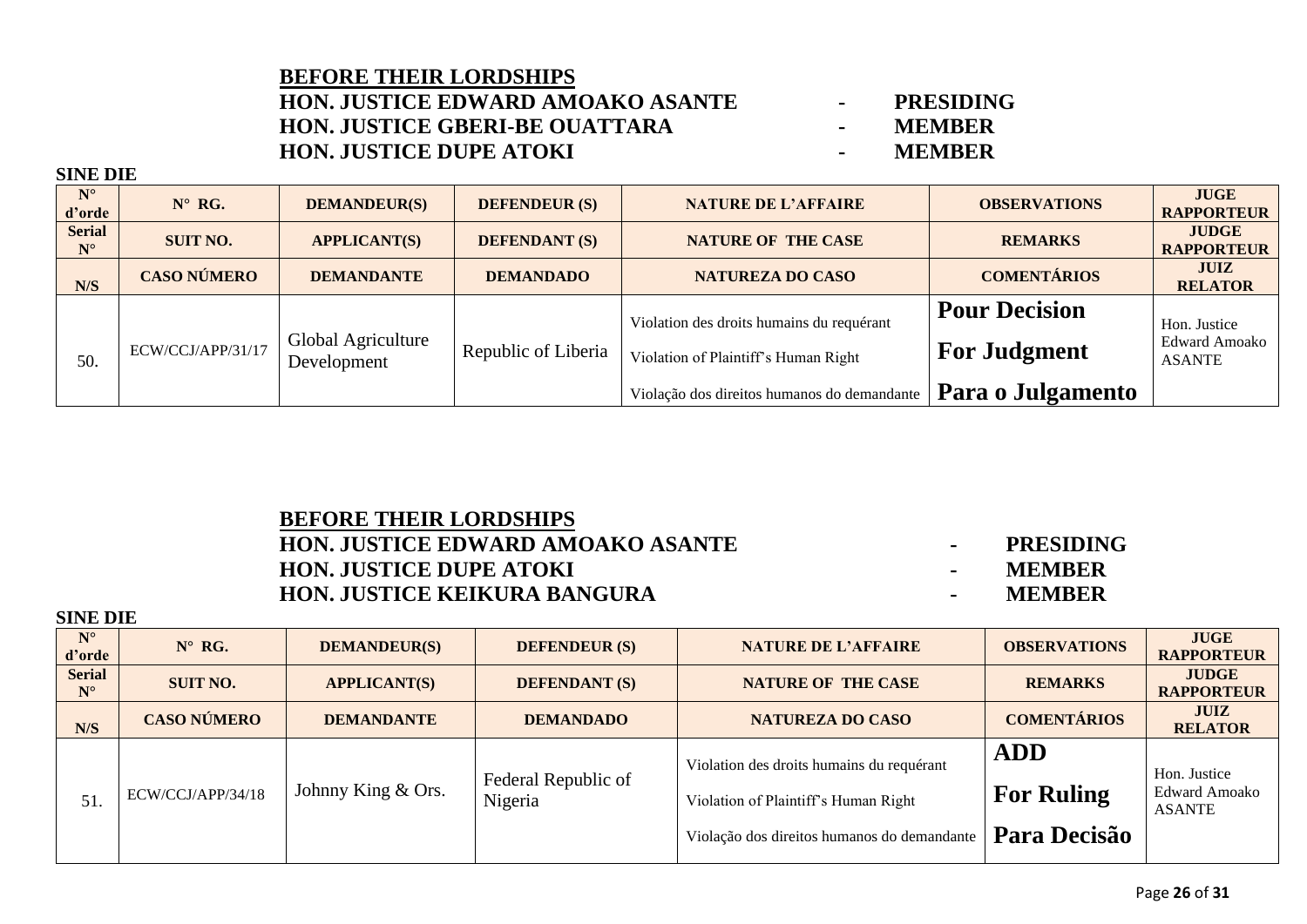**BEFORE THEIR LORDSHIPS**
**HON. JUSTICE EDWARD AMOAKO ASANTE - PRESIDING**
**HON. JUSTICE GBERI-BE OUATTARA - MEMBER**
**HON. JUSTICE DUPE ATOKI - MEMBER**

**SINE DIE**

| N° d'orde | N° RG. | DEMANDEUR(S) | DEFENDEUR (S) | NATURE DE L'AFFAIRE | OBSERVATIONS | JUGE RAPPORTEUR |
|---|---|---|---|---|---|---|
| Serial N° | SUIT NO. | APPLICANT(S) | DEFENDANT (S) | NATURE OF THE CASE | REMARKS | JUDGE RAPPORTEUR |
| N/S | CASO NÚMERO | DEMANDANTE | DEMANDADO | NATUREZA DO CASO | COMENTÁRIOS | JUIZ RELATOR |
| 50. | ECW/CCJ/APP/31/17 | Global Agriculture Development | Republic of Liberia | Violation des droits humains du requérant<br>Violation of Plaintiff's Human Right<br>Violação dos direitos humanos do demandante | **Pour Decision**<br>**For Judgment**<br>**Para o Julgamento** | Hon. Justice Edward Amoako ASANTE |

**BEFORE THEIR LORDSHIPS**
**HON. JUSTICE EDWARD AMOAKO ASANTE - PRESIDING**
**HON. JUSTICE DUPE ATOKI - MEMBER**
**HON. JUSTICE KEIKURA BANGURA - MEMBER**

**SINE DIE**

| N° d'orde | N° RG. | DEMANDEUR(S) | DEFENDEUR (S) | NATURE DE L'AFFAIRE | OBSERVATIONS | JUGE RAPPORTEUR |
|---|---|---|---|---|---|---|
| Serial N° | SUIT NO. | APPLICANT(S) | DEFENDANT (S) | NATURE OF THE CASE | REMARKS | JUDGE RAPPORTEUR |
| N/S | CASO NÚMERO | DEMANDANTE | DEMANDADO | NATUREZA DO CASO | COMENTÁRIOS | JUIZ RELATOR |
| 51. | ECW/CCJ/APP/34/18 | Johnny King & Ors. | Federal Republic of Nigeria | Violation des droits humains du requérant<br>Violation of Plaintiff's Human Right<br>Violação dos direitos humanos do demandante | **ADD**<br>**For Ruling**<br>**Para Decisão** | Hon. Justice Edward Amoako ASANTE |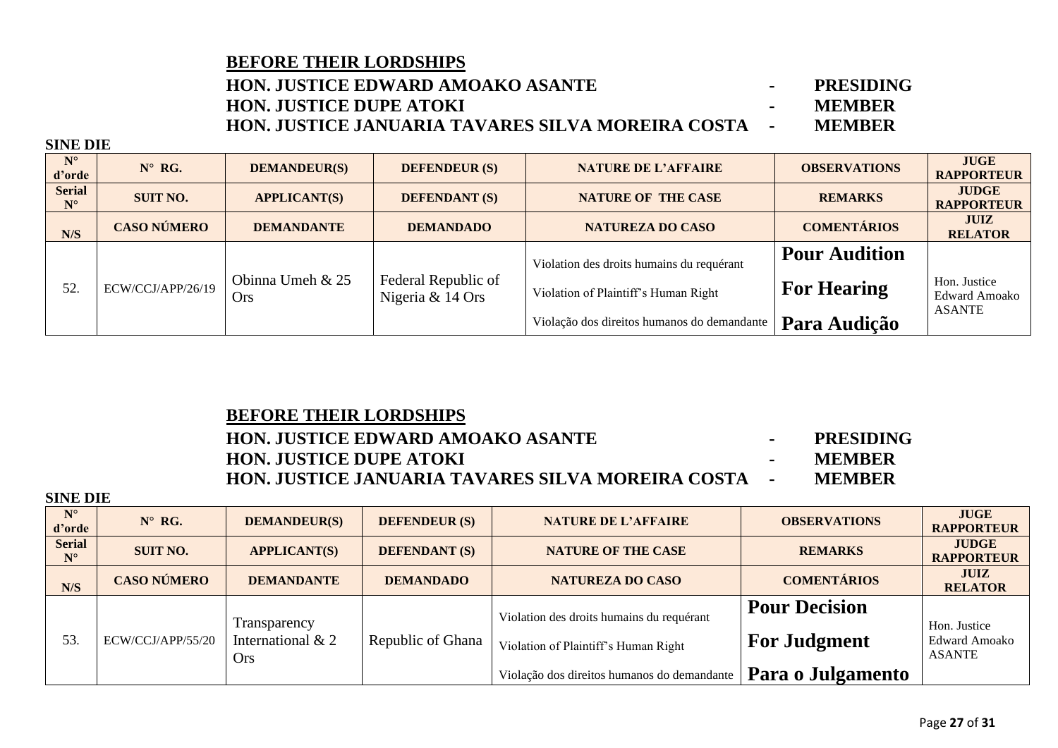## BEFORE THEIR LORDSHIPS

**HON. JUSTICE EDWARD AMOAKO ASANTE - PRESIDING**
**HON. JUSTICE DUPE ATOKI - MEMBER**
**HON. JUSTICE JANUARIA TAVARES SILVA MOREIRA COSTA - MEMBER**

**SINE DIE**

| N° d'orde | N° RG. | DEMANDEUR(S) | DEFENDEUR (S) | NATURE DE L'AFFAIRE | OBSERVATIONS | JUGE RAPPORTEUR |
|---|---|---|---|---|---|---|
| **Serial N°** | **SUIT NO.** | **APPLICANT(S)** | **DEFENDANT (S)** | **NATURE OF THE CASE** | **REMARKS** | **JUDGE RAPPORTEUR** |
| **N/S** | **CASO NÚMERO** | **DEMANDANTE** | **DEMANDADO** | **NATUREZA DO CASO** | **COMENTÁRIOS** | **JUIZ RELATOR** |
| 52. | ECW/CCJ/APP/26/19 | Obinna Umeh & 25 Ors | Federal Republic of Nigeria & 14 Ors | Violation des droits humains du requérant<br>Violation of Plaintiff's Human Right<br>Violação dos direitos humanos do demandante | **Pour Audition**<br>**For Hearing**<br>**Para Audição** | Hon. Justice Edward Amoako ASANTE |

## BEFORE THEIR LORDSHIPS

**HON. JUSTICE EDWARD AMOAKO ASANTE - PRESIDING**
**HON. JUSTICE DUPE ATOKI - MEMBER**
**HON. JUSTICE JANUARIA TAVARES SILVA MOREIRA COSTA - MEMBER**

**SINE DIE**

| N° d'orde | N° RG. | DEMANDEUR(S) | DEFENDEUR (S) | NATURE DE L'AFFAIRE | OBSERVATIONS | JUGE RAPPORTEUR |
|---|---|---|---|---|---|---|
| **Serial N°** | **SUIT NO.** | **APPLICANT(S)** | **DEFENDANT (S)** | **NATURE OF THE CASE** | **REMARKS** | **JUDGE RAPPORTEUR** |
| **N/S** | **CASO NÚMERO** | **DEMANDANTE** | **DEMANDADO** | **NATUREZA DO CASO** | **COMENTÁRIOS** | **JUIZ RELATOR** |
| 53. | ECW/CCJ/APP/55/20 | Transparency International & 2 Ors | Republic of Ghana | Violation des droits humains du requérant<br>Violation of Plaintiff's Human Right<br>Violação dos direitos humanos do demandante | **Pour Decision**<br>**For Judgment**<br>**Para o Julgamento** | Hon. Justice Edward Amoako ASANTE |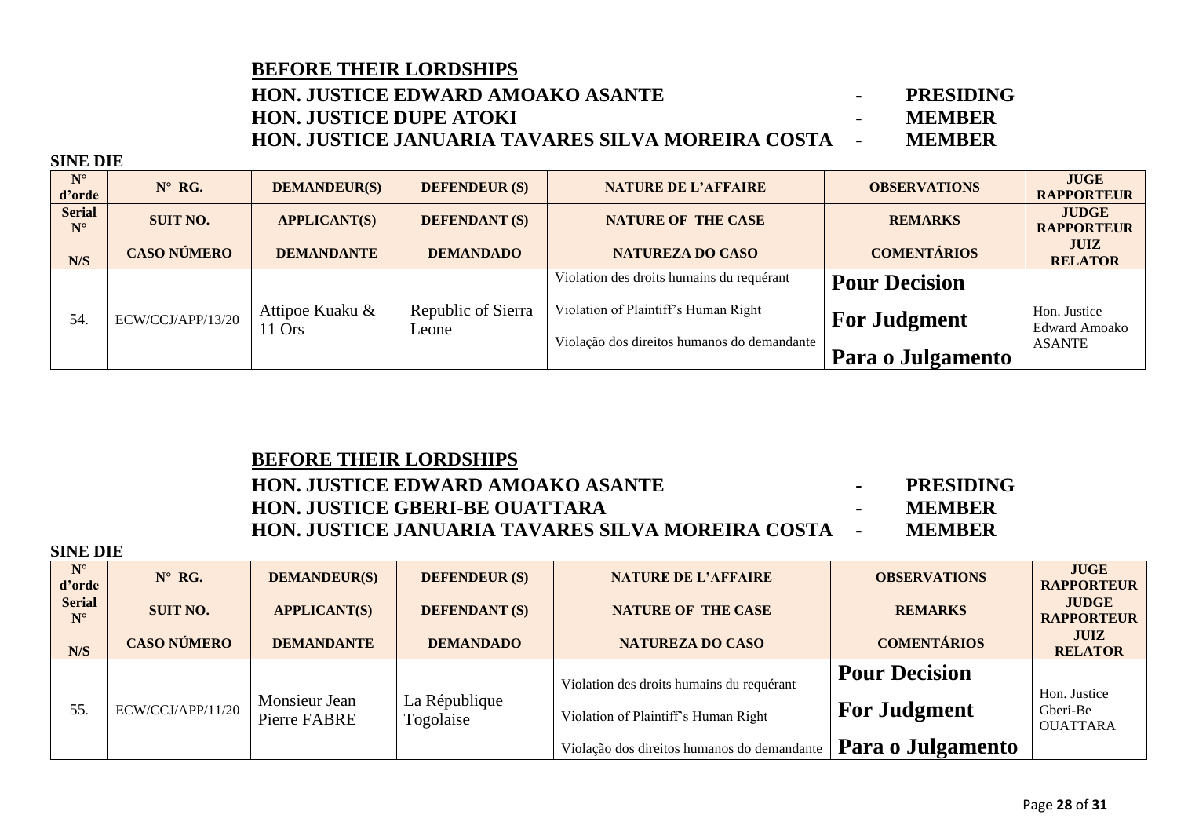**<u>BEFORE THEIR LORDSHIPS</u>**

**HON. JUSTICE EDWARD AMOAKO ASANTE - PRESIDING**
**HON. JUSTICE DUPE ATOKI - MEMBER**
**HON. JUSTICE JANUARIA TAVARES SILVA MOREIRA COSTA - MEMBER**

**SINE DIE**

| N° d'orde | N° RG. | DEMANDEUR(S) | DEFENDEUR (S) | NATURE DE L'AFFAIRE | OBSERVATIONS | JUGE RAPPORTEUR |
|---|---|---|---|---|---|---|
| **Serial N°** | **SUIT NO.** | **APPLICANT(S)** | **DEFENDANT (S)** | **NATURE OF THE CASE** | **REMARKS** | **JUDGE RAPPORTEUR** |
| **N/S** | **CASO NÚMERO** | **DEMANDANTE** | **DEMANDADO** | **NATUREZA DO CASO** | **COMENTÁRIOS** | **JUIZ RELATOR** |
| 54. | ECW/CCJ/APP/13/20 | Attipoe Kuaku & 11 Ors | Republic of Sierra Leone | Violation des droits humains du requérant<br>Violation of Plaintiff's Human Right<br>Violação dos direitos humanos do demandante | **Pour Decision**<br>**For Judgment**<br>**Para o Julgamento** | Hon. Justice Edward Amoako ASANTE |

**<u>BEFORE THEIR LORDSHIPS</u>**

**HON. JUSTICE EDWARD AMOAKO ASANTE - PRESIDING**
**HON. JUSTICE GBERI-BE OUATTARA - MEMBER**
**HON. JUSTICE JANUARIA TAVARES SILVA MOREIRA COSTA - MEMBER**

**SINE DIE**

| N° d'orde | N° RG. | DEMANDEUR(S) | DEFENDEUR (S) | NATURE DE L'AFFAIRE | OBSERVATIONS | JUGE RAPPORTEUR |
|---|---|---|---|---|---|---|
| **Serial N°** | **SUIT NO.** | **APPLICANT(S)** | **DEFENDANT (S)** | **NATURE OF THE CASE** | **REMARKS** | **JUDGE RAPPORTEUR** |
| **N/S** | **CASO NÚMERO** | **DEMANDANTE** | **DEMANDADO** | **NATUREZA DO CASO** | **COMENTÁRIOS** | **JUIZ RELATOR** |
| 55. | ECW/CCJ/APP/11/20 | Monsieur Jean Pierre FABRE | La République Togolaise | Violation des droits humains du requérant<br>Violation of Plaintiff's Human Right<br>Violação dos direitos humanos do demandante | **Pour Decision**<br>**For Judgment**<br>**Para o Julgamento** | Hon. Justice Gberi-Be OUATTARA |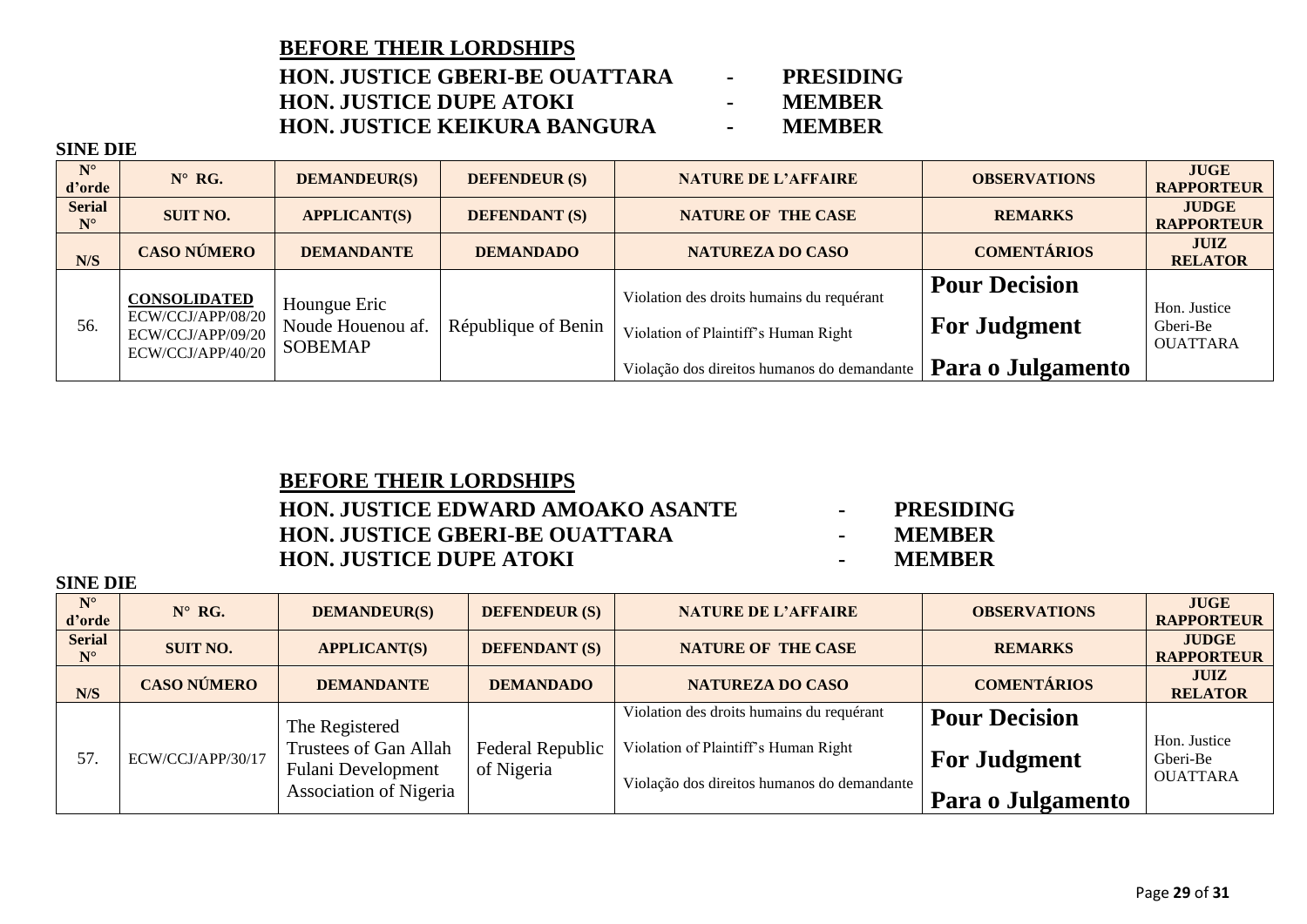**BEFORE THEIR LORDSHIPS**

**HON. JUSTICE GBERI-BE OUATTARA - PRESIDING**
**HON. JUSTICE DUPE ATOKI - MEMBER**
**HON. JUSTICE KEIKURA BANGURA - MEMBER**

**SINE DIE**

| N° d'orde | N° RG. | DEMANDEUR(S) | DEFENDEUR (S) | NATURE DE L'AFFAIRE | OBSERVATIONS | JUGE RAPPORTEUR |
|---|---|---|---|---|---|---|
| **Serial N°** | **SUIT NO.** | **APPLICANT(S)** | **DEFENDANT (S)** | **NATURE OF THE CASE** | **REMARKS** | **JUDGE RAPPORTEUR** |
| **N/S** | **CASO NÚMERO** | **DEMANDANTE** | **DEMANDADO** | **NATUREZA DO CASO** | **COMENTÁRIOS** | **JUIZ RELATOR** |
| 56. | **CONSOLIDATED** ECW/CCJ/APP/08/20 ECW/CCJ/APP/09/20 ECW/CCJ/APP/40/20 | Houngue Eric Noude Houenou af. SOBEMAP | République de Benin | Violation des droits humains du requérant<br>Violation of Plaintiff's Human Right<br>Violação dos direitos humanos do demandante | **Pour Decision**<br>**For Judgment**<br>**Para o Julgamento** | Hon. Justice Gberi-Be OUATTARA |

**BEFORE THEIR LORDSHIPS**

**HON. JUSTICE EDWARD AMOAKO ASANTE - PRESIDING**
**HON. JUSTICE GBERI-BE OUATTARA - MEMBER**
**HON. JUSTICE DUPE ATOKI - MEMBER**

**SINE DIE**

| N° d'orde | N° RG. | DEMANDEUR(S) | DEFENDEUR (S) | NATURE DE L'AFFAIRE | OBSERVATIONS | JUGE RAPPORTEUR |
|---|---|---|---|---|---|---|
| **Serial N°** | **SUIT NO.** | **APPLICANT(S)** | **DEFENDANT (S)** | **NATURE OF THE CASE** | **REMARKS** | **JUDGE RAPPORTEUR** |
| **N/S** | **CASO NÚMERO** | **DEMANDANTE** | **DEMANDADO** | **NATUREZA DO CASO** | **COMENTÁRIOS** | **JUIZ RELATOR** |
| 57. | ECW/CCJ/APP/30/17 | The Registered Trustees of Gan Allah Fulani Development Association of Nigeria | Federal Republic of Nigeria | Violation des droits humains du requérant<br>Violation of Plaintiff's Human Right<br>Violação dos direitos humanos do demandante | **Pour Decision**<br>**For Judgment**<br>**Para o Julgamento** | Hon. Justice Gberi-Be OUATTARA |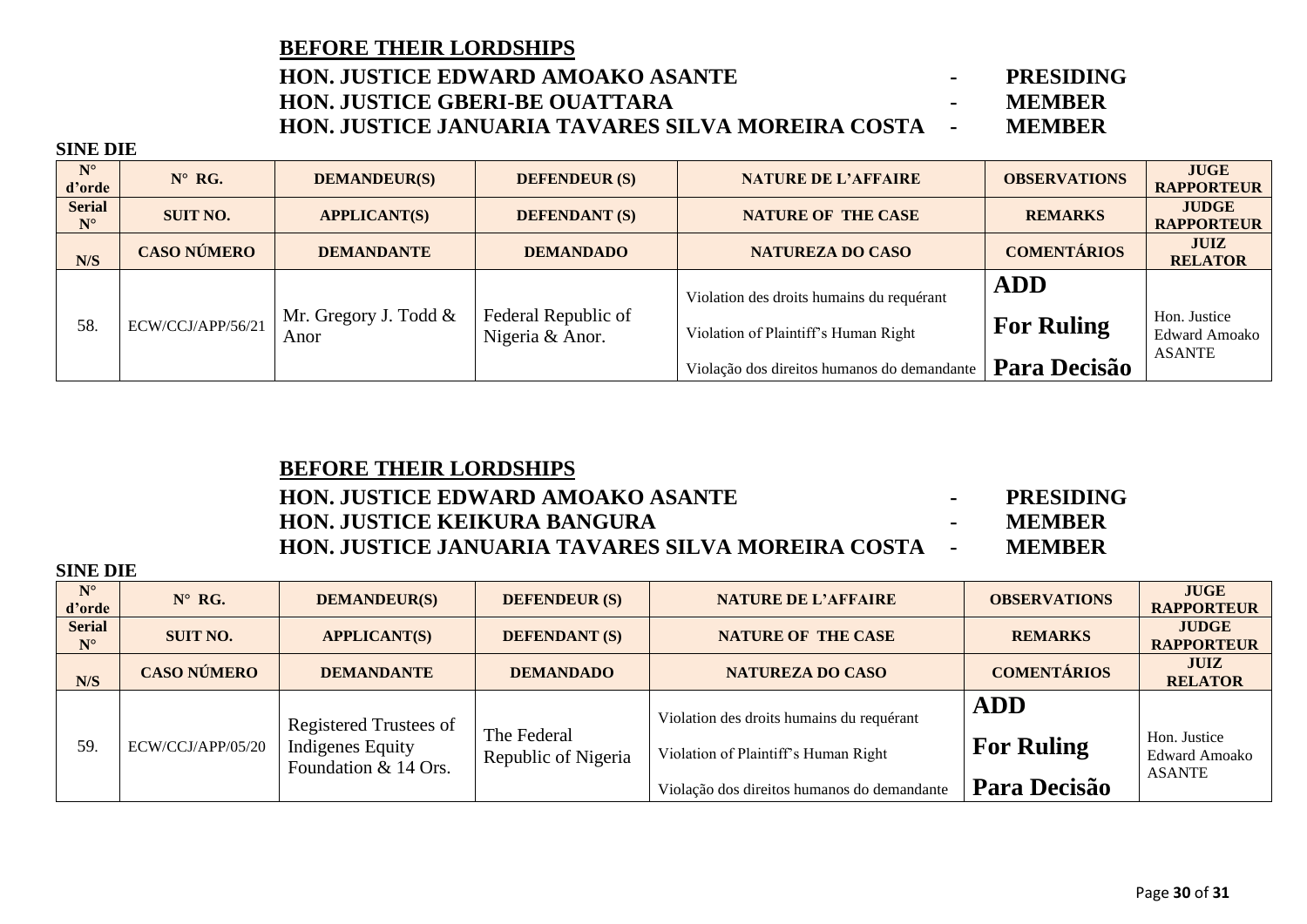**BEFORE THEIR LORDSHIPS**

**HON. JUSTICE EDWARD AMOAKO ASANTE - PRESIDING**
**HON. JUSTICE GBERI-BE OUATTARA - MEMBER**
**HON. JUSTICE JANUARIA TAVARES SILVA MOREIRA COSTA - MEMBER**

**SINE DIE**

| N° d'orde | N° RG. | DEMANDEUR(S) | DEFENDEUR (S) | NATURE DE L'AFFAIRE | OBSERVATIONS | JUGE RAPPORTEUR |
|---|---|---|---|---|---|---|
| **Serial N°** | **SUIT NO.** | **APPLICANT(S)** | **DEFENDANT (S)** | **NATURE OF THE CASE** | **REMARKS** | **JUDGE RAPPORTEUR** |
| **N/S** | **CASO NÚMERO** | **DEMANDANTE** | **DEMANDADO** | **NATUREZA DO CASO** | **COMENTÁRIOS** | **JUIZ RELATOR** |
| 58. | ECW/CCJ/APP/56/21 | Mr. Gregory J. Todd & Anor | Federal Republic of Nigeria & Anor. | Violation des droits humains du requérant<br>Violation of Plaintiff's Human Right<br>Violação dos direitos humanos do demandante | **ADD**<br>**For Ruling**<br>**Para Decisão** | Hon. Justice Edward Amoako ASANTE |

**BEFORE THEIR LORDSHIPS**

**HON. JUSTICE EDWARD AMOAKO ASANTE - PRESIDING**
**HON. JUSTICE KEIKURA BANGURA - MEMBER**
**HON. JUSTICE JANUARIA TAVARES SILVA MOREIRA COSTA - MEMBER**

**SINE DIE**

| N° d'orde | N° RG. | DEMANDEUR(S) | DEFENDEUR (S) | NATURE DE L'AFFAIRE | OBSERVATIONS | JUGE RAPPORTEUR |
|---|---|---|---|---|---|---|
| **Serial N°** | **SUIT NO.** | **APPLICANT(S)** | **DEFENDANT (S)** | **NATURE OF THE CASE** | **REMARKS** | **JUDGE RAPPORTEUR** |
| **N/S** | **CASO NÚMERO** | **DEMANDANTE** | **DEMANDADO** | **NATUREZA DO CASO** | **COMENTÁRIOS** | **JUIZ RELATOR** |
| 59. | ECW/CCJ/APP/05/20 | Registered Trustees of Indigenes Equity Foundation & 14 Ors. | The Federal Republic of Nigeria | Violation des droits humains du requérant<br>Violation of Plaintiff's Human Right<br>Violação dos direitos humanos do demandante | **ADD**<br>**For Ruling**<br>**Para Decisão** | Hon. Justice Edward Amoako ASANTE |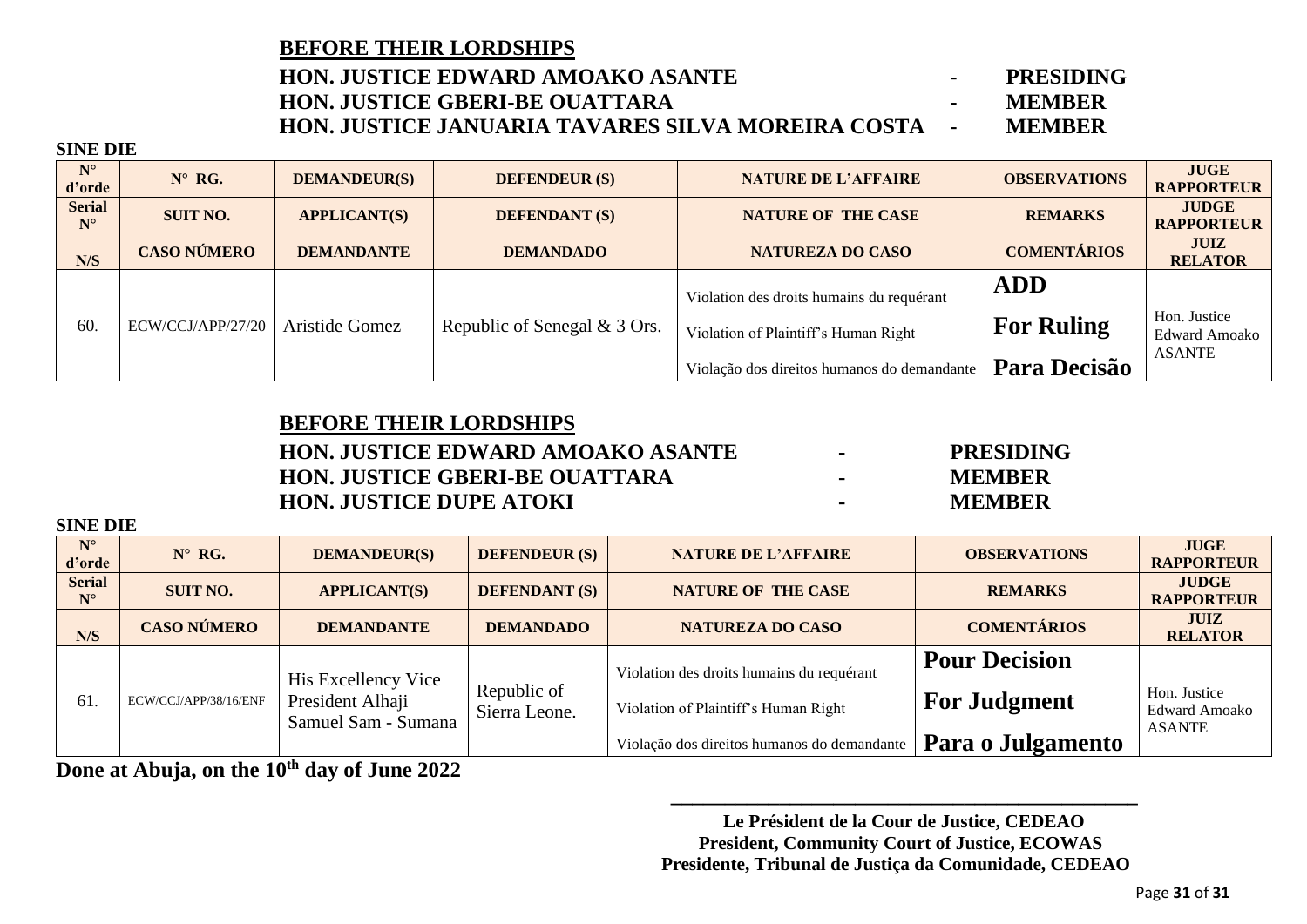**BEFORE THEIR LORDSHIPS**

**HON. JUSTICE EDWARD AMOAKO ASANTE - PRESIDING**
**HON. JUSTICE GBERI-BE OUATTARA - MEMBER**
**HON. JUSTICE JANUARIA TAVARES SILVA MOREIRA COSTA - MEMBER**

**SINE DIE**

| N° d'orde | N° RG. | DEMANDEUR(S) | DEFENDEUR (S) | NATURE DE L'AFFAIRE | OBSERVATIONS | JUGE RAPPORTEUR |
|---|---|---|---|---|---|---|
| **Serial N°** | **SUIT NO.** | **APPLICANT(S)** | **DEFENDANT (S)** | **NATURE OF THE CASE** | **REMARKS** | **JUDGE RAPPORTEUR** |
| **N/S** | **CASO NÚMERO** | **DEMANDANTE** | **DEMANDADO** | **NATUREZA DO CASO** | **COMENTÁRIOS** | **JUIZ RELATOR** |
| 60. | ECW/CCJ/APP/27/20 | Aristide Gomez | Republic of Senegal & 3 Ors. | Violation des droits humains du requérant<br>Violation of Plaintiff's Human Right<br>Violação dos direitos humanos do demandante | **ADD**<br>**For Ruling**<br>**Para Decisão** | Hon. Justice Edward Amoako ASANTE |

**BEFORE THEIR LORDSHIPS**

**HON. JUSTICE EDWARD AMOAKO ASANTE - PRESIDING**
**HON. JUSTICE GBERI-BE OUATTARA - MEMBER**
**HON. JUSTICE DUPE ATOKI - MEMBER**

**SINE DIE**

| N° d'orde | N° RG. | DEMANDEUR(S) | DEFENDEUR (S) | NATURE DE L'AFFAIRE | OBSERVATIONS | JUGE RAPPORTEUR |
|---|---|---|---|---|---|---|
| **Serial N°** | **SUIT NO.** | **APPLICANT(S)** | **DEFENDANT (S)** | **NATURE OF THE CASE** | **REMARKS** | **JUDGE RAPPORTEUR** |
| **N/S** | **CASO NÚMERO** | **DEMANDANTE** | **DEMANDADO** | **NATUREZA DO CASO** | **COMENTÁRIOS** | **JUIZ RELATOR** |
| 61. | ECW/CCJ/APP/38/16/ENF | His Excellency Vice President Alhaji Samuel Sam - Sumana | Republic of Sierra Leone. | Violation des droits humains du requérant<br>Violation of Plaintiff's Human Right<br>Violação dos direitos humanos do demandante | **Pour Decision**<br>**For Judgment**<br>**Para o Julgamento** | Hon. Justice Edward Amoako ASANTE |

**Done at Abuja, on the 10th day of June 2022**

______________________________________

**Le Président de la Cour de Justice, CEDEAO**
**President, Community Court of Justice, ECOWAS**
**Presidente, Tribunal de Justiça da Comunidade, CEDEAO**